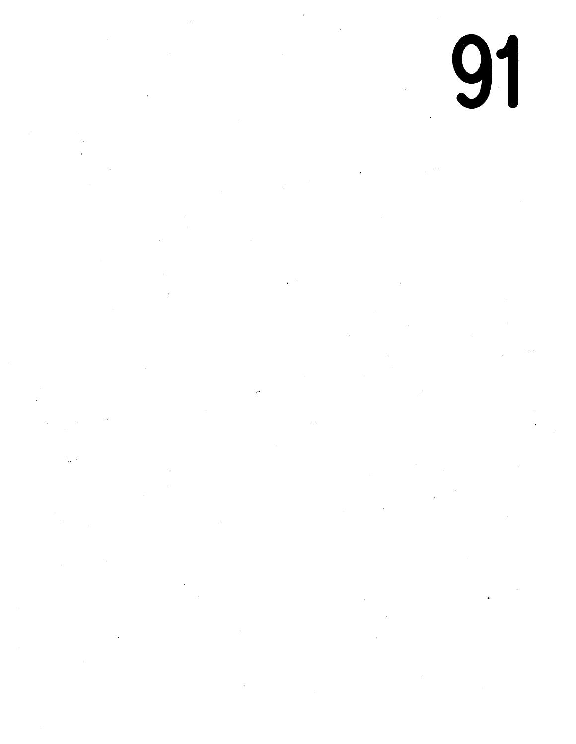# 91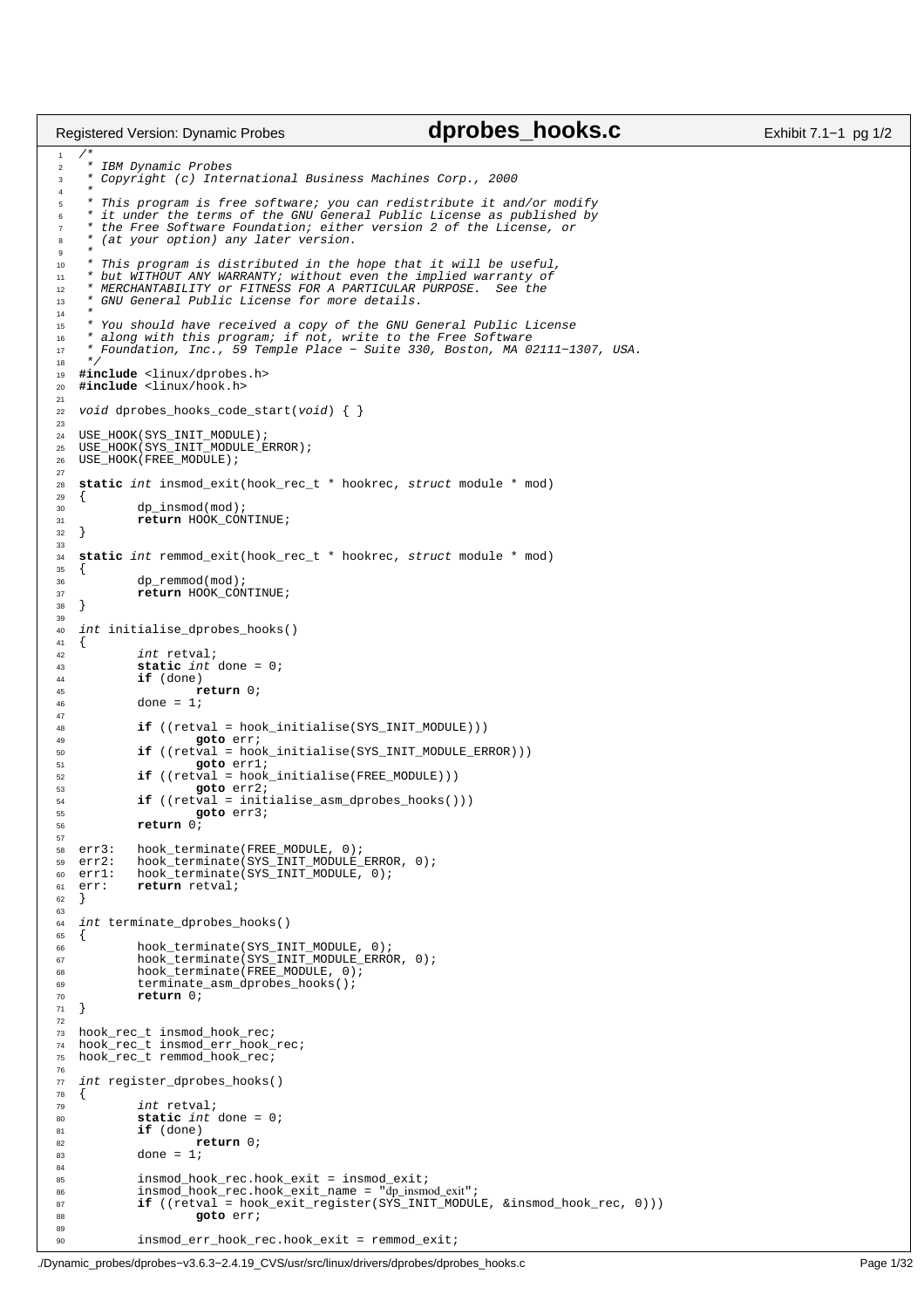```c
/*
 * IBM Dynamic Probes
 * Copyright (c) International Business Machines Corp., 2000
 *
 * This program is free software; you can redistribute it and/or modify
 * it under the terms of the GNU General Public License as published by
 * the Free Software Foundation; either version 2 of the License, or
 * (at your option) any later version.
 *
 * This program is distributed in the hope that it will be useful,
 * but WITHOUT ANY WARRANTY; without even the implied warranty of
 * MERCHANTABILITY or FITNESS FOR A PARTICULAR PURPOSE.  See the
 * GNU General Public License for more details.
 *
 * You should have received a copy of the GNU General Public License
 * along with this program; if not, write to the Free Software
 * Foundation, Inc., 59 Temple Place - Suite 330, Boston, MA 02111-1307, USA.
 */
#include <linux/dprobes.h>
#include <linux/hook.h>

void dprobes_hooks_code_start(void) { }

USE_HOOK(SYS_INIT_MODULE);
USE_HOOK(SYS_INIT_MODULE_ERROR);
USE_HOOK(FREE_MODULE);

static int insmod_exit(hook_rec_t * hookrec, struct module * mod)
{
        dp_insmod(mod);
        return HOOK_CONTINUE;
}

static int remmod_exit(hook_rec_t * hookrec, struct module * mod)
{
        dp_remmod(mod);
        return HOOK_CONTINUE;
}

int initialise_dprobes_hooks()
{
        int retval;
        static int done = 0;
        if (done)
                return 0;
        done = 1;

        if ((retval = hook_initialise(SYS_INIT_MODULE)))
                goto err;
        if ((retval = hook_initialise(SYS_INIT_MODULE_ERROR)))
                goto err1;
        if ((retval = hook_initialise(FREE_MODULE)))
                goto err2;
        if ((retval = initialise_asm_dprobes_hooks()))
                goto err3;
        return 0;

err3:   hook_terminate(FREE_MODULE, 0);
err2:   hook_terminate(SYS_INIT_MODULE_ERROR, 0);
err1:   hook_terminate(SYS_INIT_MODULE, 0);
err:    return retval;
}

int terminate_dprobes_hooks()
{
        hook_terminate(SYS_INIT_MODULE, 0);
        hook_terminate(SYS_INIT_MODULE_ERROR, 0);
        hook_terminate(FREE_MODULE, 0);
        terminate_asm_dprobes_hooks();
        return 0;
}

hook_rec_t insmod_hook_rec;
hook_rec_t insmod_err_hook_rec;
hook_rec_t remmod_hook_rec;

int register_dprobes_hooks()
{
        int retval;
        static int done = 0;
        if (done)
                return 0;
        done = 1;

        insmod_hook_rec.hook_exit = insmod_exit;
        insmod_hook_rec.hook_exit_name = "dp_insmod_exit";
        if ((retval = hook_exit_register(SYS_INIT_MODULE, &insmod_hook_rec, 0)))
                goto err;

        insmod_err_hook_rec.hook_exit = remmod_exit;
```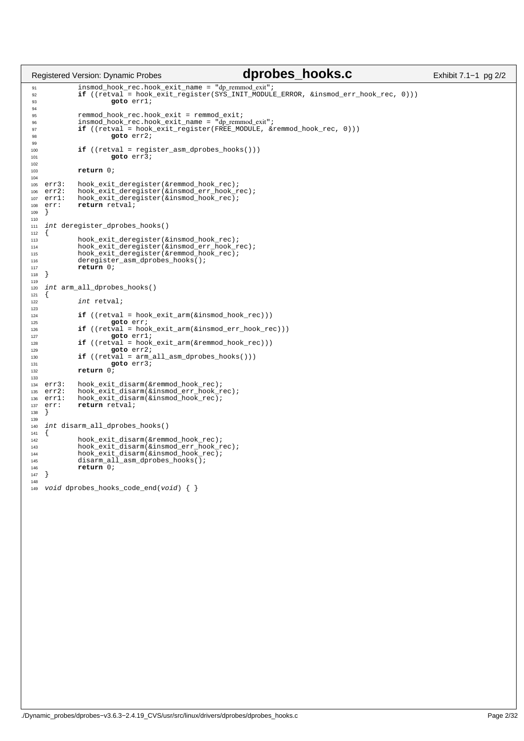```c
	insmod_hook_rec.hook_exit_name = "dp_remmod_exit";
	if ((retval = hook_exit_register(SYS_INIT_MODULE_ERROR, &insmod_err_hook_rec, 0)))
		goto err1;

	remmod_hook_rec.hook_exit = remmod_exit;
	insmod_hook_rec.hook_exit_name = "dp_remmod_exit";
	if ((retval = hook_exit_register(FREE_MODULE, &remmod_hook_rec, 0)))
		goto err2;

	if ((retval = register_asm_dprobes_hooks()))
		goto err3;

	return 0;

err3:	hook_exit_deregister(&remmod_hook_rec);
err2:	hook_exit_deregister(&insmod_err_hook_rec);
err1:	hook_exit_deregister(&insmod_hook_rec);
err:	return retval;
}

int deregister_dprobes_hooks()
{
	hook_exit_deregister(&insmod_hook_rec);
	hook_exit_deregister(&insmod_err_hook_rec);
	hook_exit_deregister(&remmod_hook_rec);
	deregister_asm_dprobes_hooks();
	return 0;
}

int arm_all_dprobes_hooks()
{
	int retval;

	if ((retval = hook_exit_arm(&insmod_hook_rec)))
		goto err;
	if ((retval = hook_exit_arm(&insmod_err_hook_rec)))
		goto err1;
	if ((retval = hook_exit_arm(&remmod_hook_rec)))
		goto err2;
	if ((retval = arm_all_asm_dprobes_hooks()))
		goto err3;
	return 0;

err3:	hook_exit_disarm(&remmod_hook_rec);
err2:	hook_exit_disarm(&insmod_err_hook_rec);
err1:	hook_exit_disarm(&insmod_hook_rec);
err:	return retval;
}

int disarm_all_dprobes_hooks()
{
	hook_exit_disarm(&remmod_hook_rec);
	hook_exit_disarm(&insmod_err_hook_rec);
	hook_exit_disarm(&insmod_hook_rec);
	disarm_all_asm_dprobes_hooks();
	return 0;
}

void dprobes_hooks_code_end(void) { }
```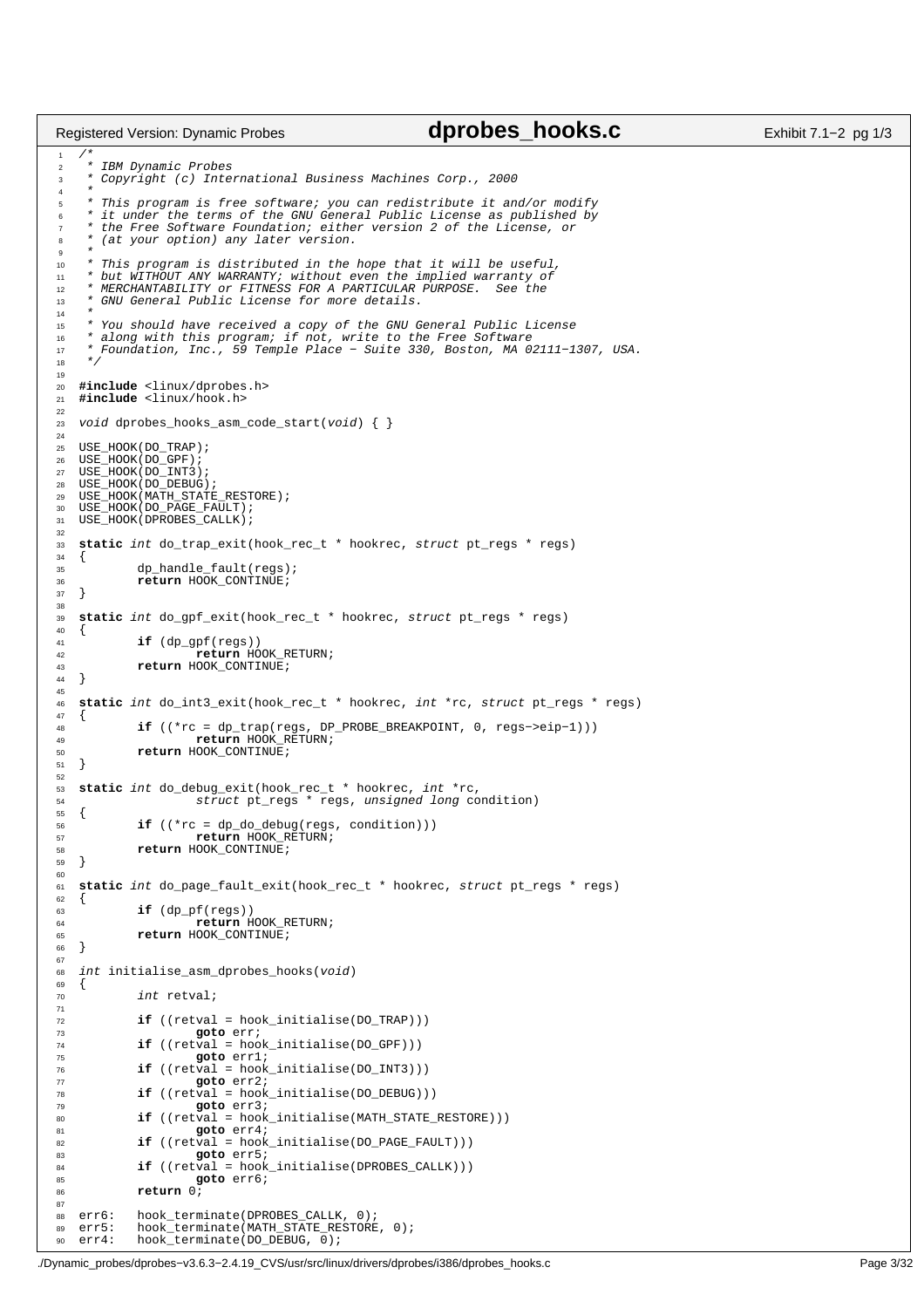```c
/*
 * IBM Dynamic Probes
 * Copyright (c) International Business Machines Corp., 2000
 *
 * This program is free software; you can redistribute it and/or modify
 * it under the terms of the GNU General Public License as published by
 * the Free Software Foundation; either version 2 of the License, or
 * (at your option) any later version.
 *
 * This program is distributed in the hope that it will be useful,
 * but WITHOUT ANY WARRANTY; without even the implied warranty of
 * MERCHANTABILITY or FITNESS FOR A PARTICULAR PURPOSE.  See the
 * GNU General Public License for more details.
 *
 * You should have received a copy of the GNU General Public License
 * along with this program; if not, write to the Free Software
 * Foundation, Inc., 59 Temple Place - Suite 330, Boston, MA 02111-1307, USA.
 */

#include <linux/dprobes.h>
#include <linux/hook.h>

void dprobes_hooks_asm_code_start(void) { }

USE_HOOK(DO_TRAP);
USE_HOOK(DO_GPF);
USE_HOOK(DO_INT3);
USE_HOOK(DO_DEBUG);
USE_HOOK(MATH_STATE_RESTORE);
USE_HOOK(DO_PAGE_FAULT);
USE_HOOK(DPROBES_CALLK);

static int do_trap_exit(hook_rec_t * hookrec, struct pt_regs * regs)
{
        dp_handle_fault(regs);
        return HOOK_CONTINUE;
}

static int do_gpf_exit(hook_rec_t * hookrec, struct pt_regs * regs)
{
        if (dp_gpf(regs))
                return HOOK_RETURN;
        return HOOK_CONTINUE;
}

static int do_int3_exit(hook_rec_t * hookrec, int *rc, struct pt_regs * regs)
{
        if ((*rc = dp_trap(regs, DP_PROBE_BREAKPOINT, 0, regs->eip-1)))
                return HOOK_RETURN;
        return HOOK_CONTINUE;
}

static int do_debug_exit(hook_rec_t * hookrec, int *rc,
                struct pt_regs * regs, unsigned long condition)
{
        if ((*rc = dp_do_debug(regs, condition)))
                return HOOK_RETURN;
        return HOOK_CONTINUE;
}

static int do_page_fault_exit(hook_rec_t * hookrec, struct pt_regs * regs)
{
        if (dp_pf(regs))
                return HOOK_RETURN;
        return HOOK_CONTINUE;
}

int initialise_asm_dprobes_hooks(void)
{
        int retval;

        if ((retval = hook_initialise(DO_TRAP)))
                goto err;
        if ((retval = hook_initialise(DO_GPF)))
                goto err1;
        if ((retval = hook_initialise(DO_INT3)))
                goto err2;
        if ((retval = hook_initialise(DO_DEBUG)))
                goto err3;
        if ((retval = hook_initialise(MATH_STATE_RESTORE)))
                goto err4;
        if ((retval = hook_initialise(DO_PAGE_FAULT)))
                goto err5;
        if ((retval = hook_initialise(DPROBES_CALLK)))
                goto err6;
        return 0;

err6:   hook_terminate(DPROBES_CALLK, 0);
err5:   hook_terminate(MATH_STATE_RESTORE, 0);
err4:   hook_terminate(DO_DEBUG, 0);
```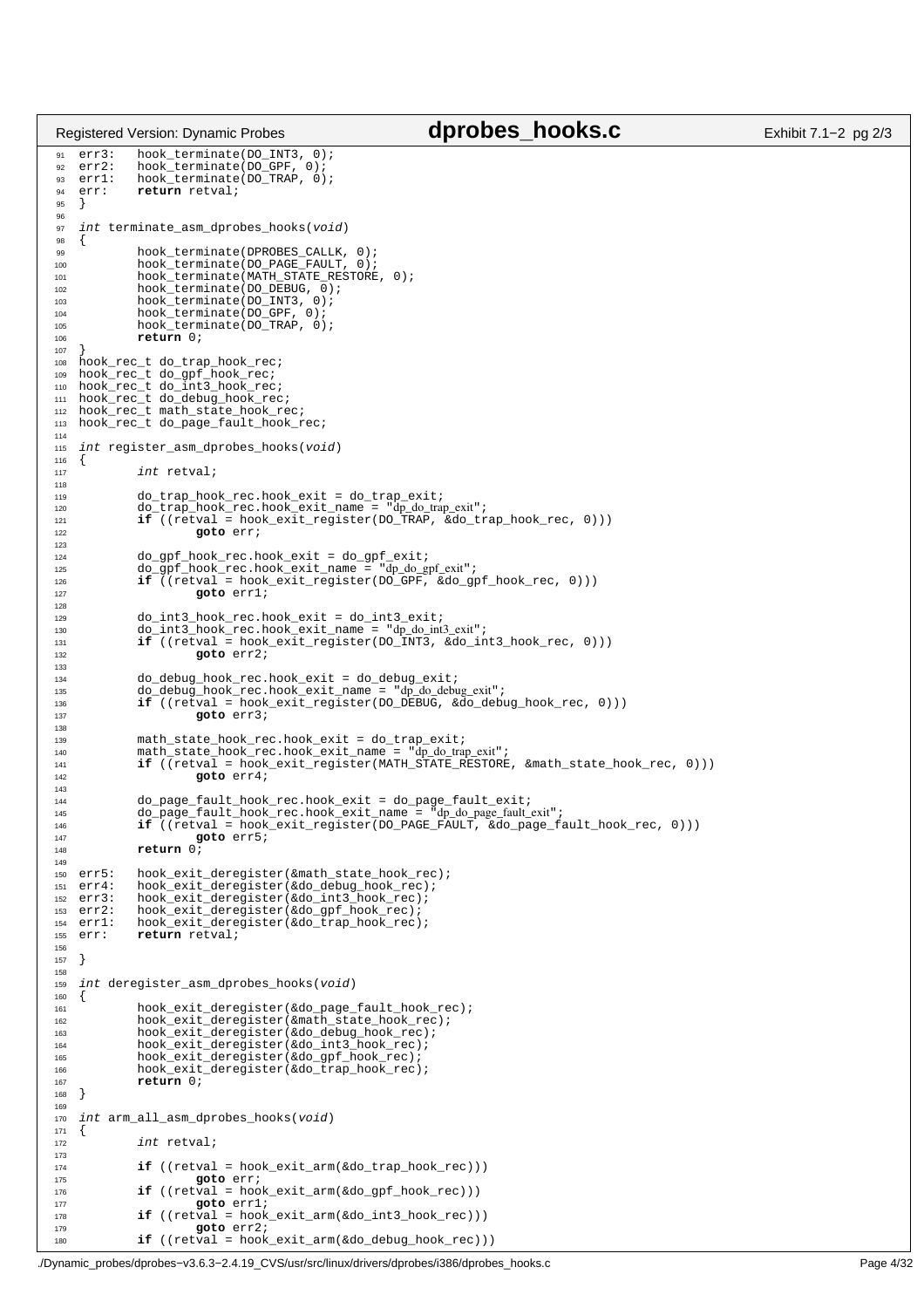```c
err3:   hook_terminate(DO_INT3, 0);
err2:   hook_terminate(DO_GPF, 0);
err1:   hook_terminate(DO_TRAP, 0);
err:    return retval;
}

int terminate_asm_dprobes_hooks(void)
{
        hook_terminate(DPROBES_CALLK, 0);
        hook_terminate(DO_PAGE_FAULT, 0);
        hook_terminate(MATH_STATE_RESTORE, 0);
        hook_terminate(DO_DEBUG, 0);
        hook_terminate(DO_INT3, 0);
        hook_terminate(DO_GPF, 0);
        hook_terminate(DO_TRAP, 0);
        return 0;
}
hook_rec_t do_trap_hook_rec;
hook_rec_t do_gpf_hook_rec;
hook_rec_t do_int3_hook_rec;
hook_rec_t do_debug_hook_rec;
hook_rec_t math_state_hook_rec;
hook_rec_t do_page_fault_hook_rec;

int register_asm_dprobes_hooks(void)
{
        int retval;

        do_trap_hook_rec.hook_exit = do_trap_exit;
        do_trap_hook_rec.hook_exit_name = "dp_do_trap_exit";
        if ((retval = hook_exit_register(DO_TRAP, &do_trap_hook_rec, 0)))
                goto err;

        do_gpf_hook_rec.hook_exit = do_gpf_exit;
        do_gpf_hook_rec.hook_exit_name = "dp_do_gpf_exit";
        if ((retval = hook_exit_register(DO_GPF, &do_gpf_hook_rec, 0)))
                goto err1;

        do_int3_hook_rec.hook_exit = do_int3_exit;
        do_int3_hook_rec.hook_exit_name = "dp_do_int3_exit";
        if ((retval = hook_exit_register(DO_INT3, &do_int3_hook_rec, 0)))
                goto err2;

        do_debug_hook_rec.hook_exit = do_debug_exit;
        do_debug_hook_rec.hook_exit_name = "dp_do_debug_exit";
        if ((retval = hook_exit_register(DO_DEBUG, &do_debug_hook_rec, 0)))
                goto err3;

        math_state_hook_rec.hook_exit = do_trap_exit;
        math_state_hook_rec.hook_exit_name = "dp_do_trap_exit";
        if ((retval = hook_exit_register(MATH_STATE_RESTORE, &math_state_hook_rec, 0)))
                goto err4;

        do_page_fault_hook_rec.hook_exit = do_page_fault_exit;
        do_page_fault_hook_rec.hook_exit_name = "dp_do_page_fault_exit";
        if ((retval = hook_exit_register(DO_PAGE_FAULT, &do_page_fault_hook_rec, 0)))
                goto err5;
        return 0;

err5:   hook_exit_deregister(&math_state_hook_rec);
err4:   hook_exit_deregister(&do_debug_hook_rec);
err3:   hook_exit_deregister(&do_int3_hook_rec);
err2:   hook_exit_deregister(&do_gpf_hook_rec);
err1:   hook_exit_deregister(&do_trap_hook_rec);
err:    return retval;

}

int deregister_asm_dprobes_hooks(void)
{
        hook_exit_deregister(&do_page_fault_hook_rec);
        hook_exit_deregister(&math_state_hook_rec);
        hook_exit_deregister(&do_debug_hook_rec);
        hook_exit_deregister(&do_int3_hook_rec);
        hook_exit_deregister(&do_gpf_hook_rec);
        hook_exit_deregister(&do_trap_hook_rec);
        return 0;
}

int arm_all_asm_dprobes_hooks(void)
{
        int retval;

        if ((retval = hook_exit_arm(&do_trap_hook_rec)))
                goto err;
        if ((retval = hook_exit_arm(&do_gpf_hook_rec)))
                goto err1;
        if ((retval = hook_exit_arm(&do_int3_hook_rec)))
                goto err2;
        if ((retval = hook_exit_arm(&do_debug_hook_rec)))
```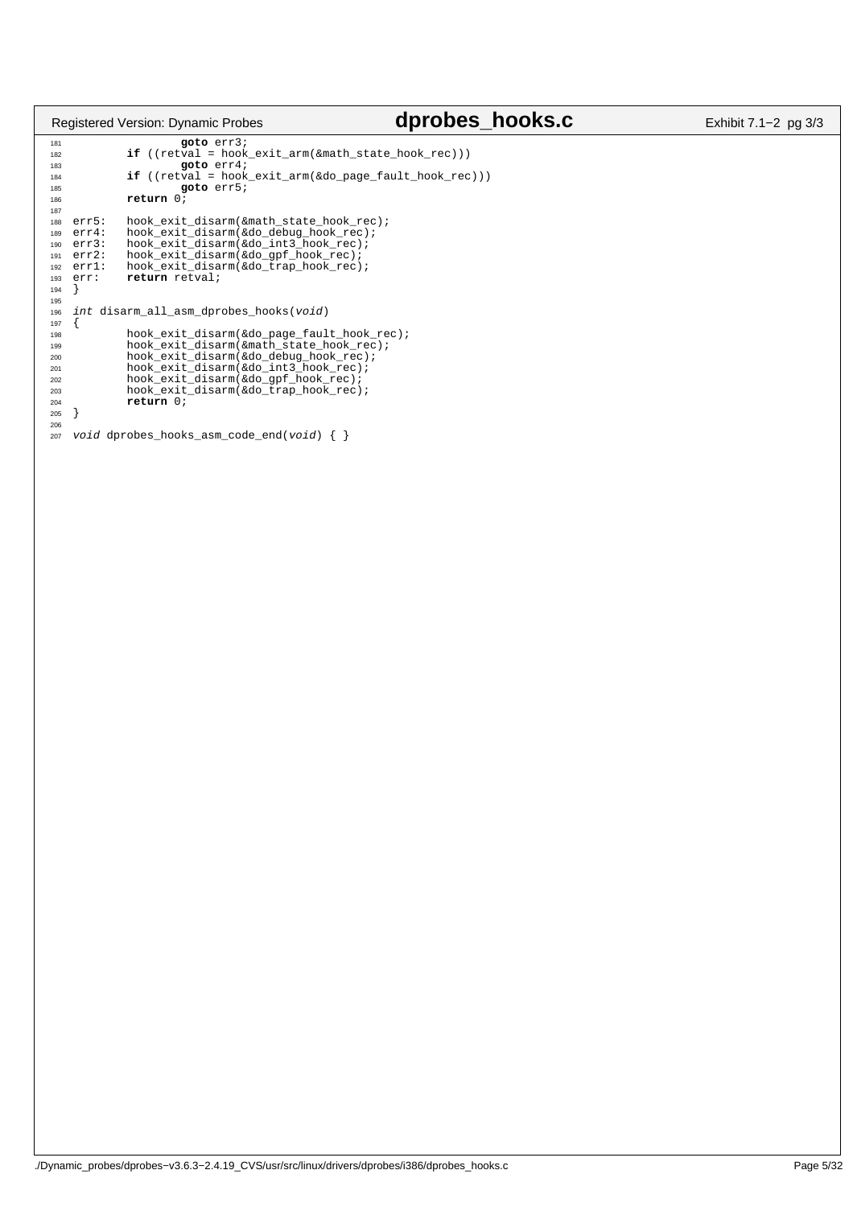```c
                goto err3;
        if ((retval = hook_exit_arm(&math_state_hook_rec)))
                goto err4;
        if ((retval = hook_exit_arm(&do_page_fault_hook_rec)))
                goto err5;
        return 0;

err5:   hook_exit_disarm(&math_state_hook_rec);
err4:   hook_exit_disarm(&do_debug_hook_rec);
err3:   hook_exit_disarm(&do_int3_hook_rec);
err2:   hook_exit_disarm(&do_gpf_hook_rec);
err1:   hook_exit_disarm(&do_trap_hook_rec);
err:    return retval;
}

int disarm_all_asm_dprobes_hooks(void)
{
        hook_exit_disarm(&do_page_fault_hook_rec);
        hook_exit_disarm(&math_state_hook_rec);
        hook_exit_disarm(&do_debug_hook_rec);
        hook_exit_disarm(&do_int3_hook_rec);
        hook_exit_disarm(&do_gpf_hook_rec);
        hook_exit_disarm(&do_trap_hook_rec);
        return 0;
}

void dprobes_hooks_asm_code_end(void) { }
```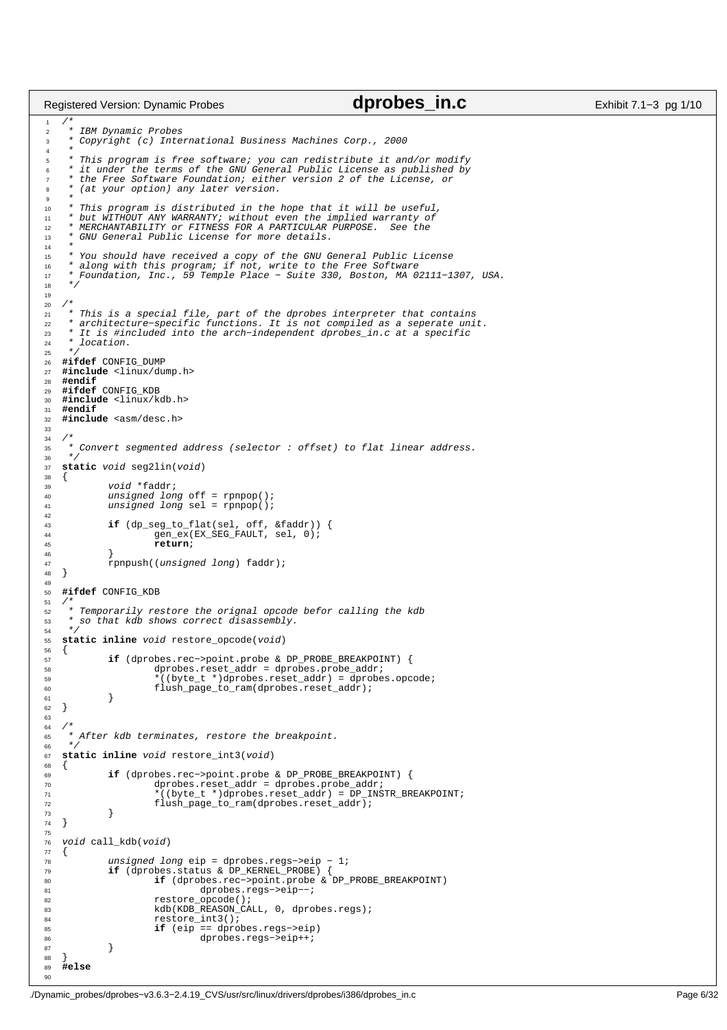```c
/*
 * IBM Dynamic Probes
 * Copyright (c) International Business Machines Corp., 2000
 *
 * This program is free software; you can redistribute it and/or modify
 * it under the terms of the GNU General Public License as published by
 * the Free Software Foundation; either version 2 of the License, or
 * (at your option) any later version.
 *
 * This program is distributed in the hope that it will be useful,
 * but WITHOUT ANY WARRANTY; without even the implied warranty of
 * MERCHANTABILITY or FITNESS FOR A PARTICULAR PURPOSE.  See the
 * GNU General Public License for more details.
 *
 * You should have received a copy of the GNU General Public License
 * along with this program; if not, write to the Free Software
 * Foundation, Inc., 59 Temple Place - Suite 330, Boston, MA 02111-1307, USA.
 */

/*
 * This is a special file, part of the dprobes interpreter that contains
 * architecture-specific functions. It is not compiled as a seperate unit.
 * It is #included into the arch-independent dprobes_in.c at a specific
 * location.
 */
#ifdef CONFIG_DUMP
#include <linux/dump.h>
#endif
#ifdef CONFIG_KDB
#include <linux/kdb.h>
#endif
#include <asm/desc.h>

/*
 * Convert segmented address (selector : offset) to flat linear address.
 */
static void seg2lin(void)
{
        void *faddr;
        unsigned long off = rpnpop();
        unsigned long sel = rpnpop();

        if (dp_seg_to_flat(sel, off, &faddr)) {
                gen_ex(EX_SEG_FAULT, sel, 0);
                return;
        }
        rpnpush((unsigned long) faddr);
}

#ifdef CONFIG_KDB
/*
 * Temporarily restore the orignal opcode befor calling the kdb
 * so that kdb shows correct disassembly.
 */
static inline void restore_opcode(void)
{
        if (dprobes.rec->point.probe & DP_PROBE_BREAKPOINT) {
                dprobes.reset_addr = dprobes.probe_addr;
                *((byte_t *)dprobes.reset_addr) = dprobes.opcode;
                flush_page_to_ram(dprobes.reset_addr);
        }
}

/*
 * After kdb terminates, restore the breakpoint.
 */
static inline void restore_int3(void)
{
        if (dprobes.rec->point.probe & DP_PROBE_BREAKPOINT) {
                dprobes.reset_addr = dprobes.probe_addr;
                *((byte_t *)dprobes.reset_addr) = DP_INSTR_BREAKPOINT;
                flush_page_to_ram(dprobes.reset_addr);
        }
}

void call_kdb(void)
{
        unsigned long eip = dprobes.regs->eip - 1;
        if (dprobes.status & DP_KERNEL_PROBE) {
                if (dprobes.rec->point.probe & DP_PROBE_BREAKPOINT)
                        dprobes.regs->eip--;
                restore_opcode();
                kdb(KDB_REASON_CALL, 0, dprobes.regs);
                restore_int3();
                if (eip == dprobes.regs->eip)
                        dprobes.regs->eip++;
        }
}
#else
```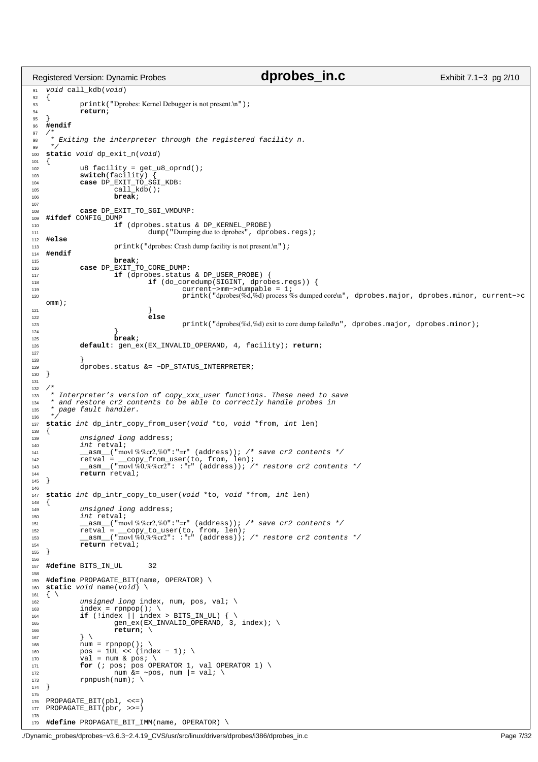```c
void call_kdb(void)
{
        printk("Dprobes: Kernel Debugger is not present.\n");
        return;
}
#endif
/*
 * Exiting the interpreter through the registered facility n.
 */
static void dp_exit_n(void)
{
        u8 facility = get_u8_oprnd();
        switch(facility) {
        case DP_EXIT_TO_SGI_KDB:
                call_kdb();
                break;

        case DP_EXIT_TO_SGI_VMDUMP:
#ifdef CONFIG_DUMP
                if (dprobes.status & DP_KERNEL_PROBE)
                        dump("Dumping due to dprobes", dprobes.regs);
#else
                printk("dprobes: Crash dump facility is not present.\n");
#endif
                break;
        case DP_EXIT_TO_CORE_DUMP:
                if (dprobes.status & DP_USER_PROBE) {
                        if (do_coredump(SIGINT, dprobes.regs)) {
                                current->mm->dumpable = 1;
                                printk("dprobes(%d,%d) process %s dumped core\n", dprobes.major, dprobes.minor, current->comm);
                        }
                        else
                                printk("dprobes(%d,%d) exit to core dump failed\n", dprobes.major, dprobes.minor);
                }
                break;
        default: gen_ex(EX_INVALID_OPERAND, 4, facility); return;

        }
        dprobes.status &= ~DP_STATUS_INTERPRETER;
}

/*
 * Interpreter's version of copy_xxx_user functions. These need to save
 * and restore cr2 contents to be able to correctly handle probes in
 * page fault handler.
 */
static int dp_intr_copy_from_user(void *to, void *from, int len)
{
        unsigned long address;
        int retval;
        __asm__("movl %%cr2,%0":"=r" (address)); /* save cr2 contents */
        retval = __copy_from_user(to, from, len);
        __asm__("movl %0,%%cr2": :"r" (address)); /* restore cr2 contents */
        return retval;
}

static int dp_intr_copy_to_user(void *to, void *from, int len)
{
        unsigned long address;
        int retval;
        __asm__("movl %%cr2,%0":"=r" (address)); /* save cr2 contents */
        retval = __copy_to_user(to, from, len);
        __asm__("movl %0,%%cr2": :"r" (address)); /* restore cr2 contents */
        return retval;
}

#define BITS_IN_UL      32

#define PROPAGATE_BIT(name, OPERATOR) \
static void name(void) \
{ \
        unsigned long index, num, pos, val; \
        index = rpnpop(); \
        if (!index || index > BITS_IN_UL) { \
                gen_ex(EX_INVALID_OPERAND, 3, index); \
                return; \
        } \
        num = rpnpop(); \
        pos = 1UL << (index - 1); \
        val = num & pos; \
        for (; pos; pos OPERATOR 1, val OPERATOR 1) \
                num &= ~pos, num |= val; \
        rpnpush(num); \
}

PROPAGATE_BIT(pbl, <<=)
PROPAGATE_BIT(pbr, >>=)

#define PROPAGATE_BIT_IMM(name, OPERATOR) \
```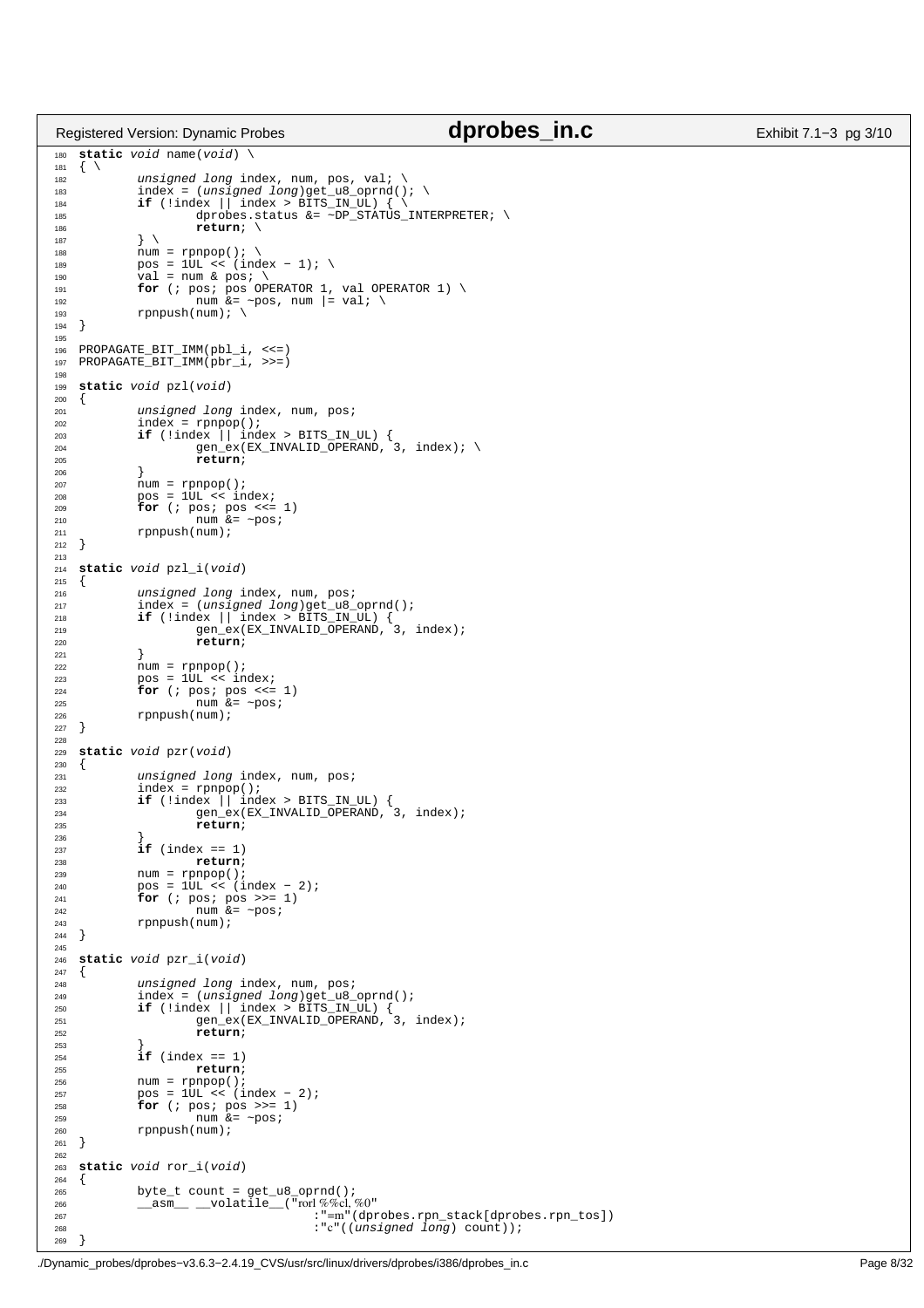```c
static void name(void) \
{ \
        unsigned long index, num, pos, val; \
        index = (unsigned long)get_u8_oprnd(); \
        if (!index || index > BITS_IN_UL) { \
                dprobes.status &= ~DP_STATUS_INTERPRETER; \
                return; \
        } \
        num = rpnpop(); \
        pos = 1UL << (index - 1); \
        val = num & pos; \
        for (; pos; pos OPERATOR 1, val OPERATOR 1) \
                num &= ~pos, num |= val; \
        rpnpush(num); \
}

PROPAGATE_BIT_IMM(pbl_i, <<=)
PROPAGATE_BIT_IMM(pbr_i, >>=)

static void pzl(void)
{
        unsigned long index, num, pos;
        index = rpnpop();
        if (!index || index > BITS_IN_UL) {
                gen_ex(EX_INVALID_OPERAND, 3, index); \
                return;
        }
        num = rpnpop();
        pos = 1UL << index;
        for (; pos; pos <<= 1)
                num &= ~pos;
        rpnpush(num);
}

static void pzl_i(void)
{
        unsigned long index, num, pos;
        index = (unsigned long)get_u8_oprnd();
        if (!index || index > BITS_IN_UL) {
                gen_ex(EX_INVALID_OPERAND, 3, index);
                return;
        }
        num = rpnpop();
        pos = 1UL << index;
        for (; pos; pos <<= 1)
                num &= ~pos;
        rpnpush(num);
}

static void pzr(void)
{
        unsigned long index, num, pos;
        index = rpnpop();
        if (!index || index > BITS_IN_UL) {
                gen_ex(EX_INVALID_OPERAND, 3, index);
                return;
        }
        if (index == 1)
                return;
        num = rpnpop();
        pos = 1UL << (index - 2);
        for (; pos; pos >>= 1)
                num &= ~pos;
        rpnpush(num);
}

static void pzr_i(void)
{
        unsigned long index, num, pos;
        index = (unsigned long)get_u8_oprnd();
        if (!index || index > BITS_IN_UL) {
                gen_ex(EX_INVALID_OPERAND, 3, index);
                return;
        }
        if (index == 1)
                return;
        num = rpnpop();
        pos = 1UL << (index - 2);
        for (; pos; pos >>= 1)
                num &= ~pos;
        rpnpush(num);
}

static void ror_i(void)
{
        byte_t count = get_u8_oprnd();
        __asm__ __volatile__("rorl %%cl, %0"
                        :"=m"(dprobes.rpn_stack[dprobes.rpn_tos])
                        :"c"((unsigned long) count));
}
```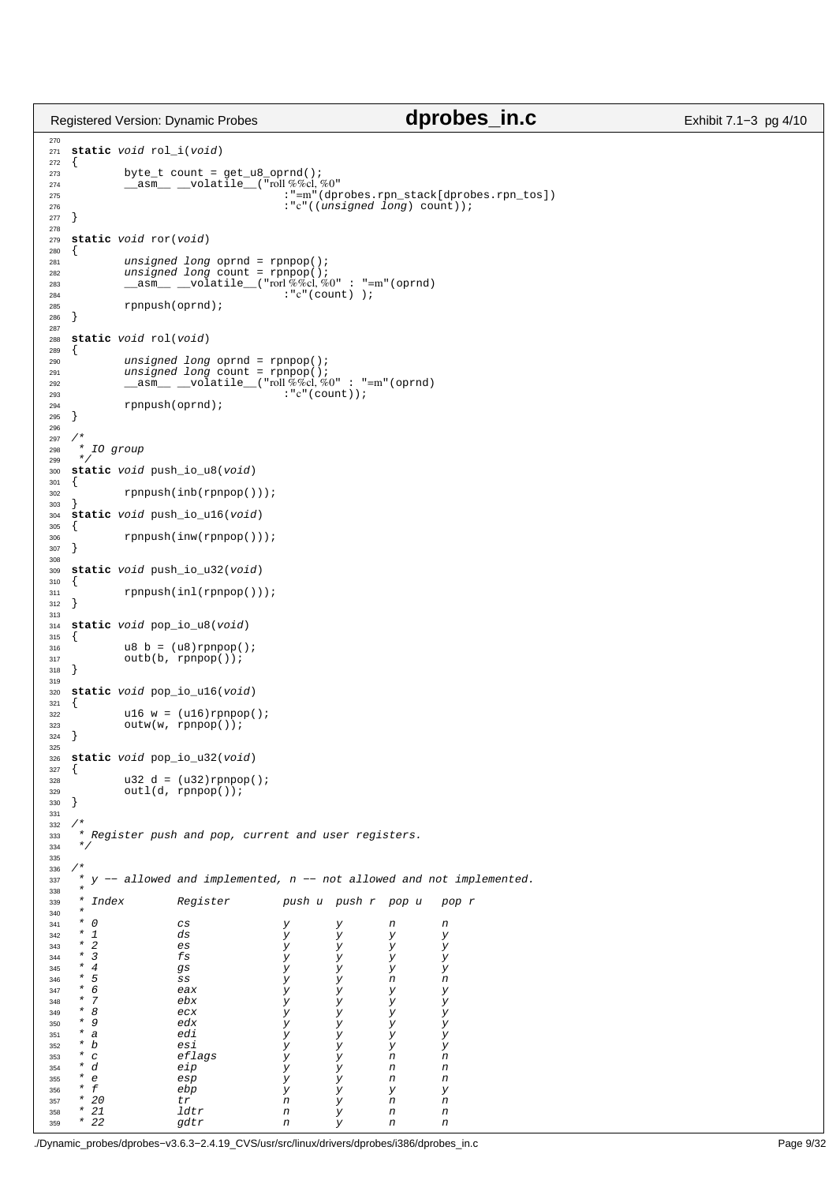```c
static void rol_i(void)
{
        byte_t count = get_u8_oprnd();
        __asm__ __volatile__("roll %%cl, %0"
                             :"=m"(dprobes.rpn_stack[dprobes.rpn_tos])
                             :"c"((unsigned long) count));
}

static void ror(void)
{
        unsigned long oprnd = rpnpop();
        unsigned long count = rpnpop();
        __asm__ __volatile__("rorl %%cl, %0" : "=m"(oprnd)
                             :"c"(count) );
        rpnpush(oprnd);
}

static void rol(void)
{
        unsigned long oprnd = rpnpop();
        unsigned long count = rpnpop();
        __asm__ __volatile__("roll %%cl, %0" : "=m"(oprnd)
                             :"c"(count));
        rpnpush(oprnd);
}

/*
 * IO group
 */
static void push_io_u8(void)
{
        rpnpush(inb(rpnpop()));
}
static void push_io_u16(void)
{
        rpnpush(inw(rpnpop()));
}

static void push_io_u32(void)
{
        rpnpush(inl(rpnpop()));
}

static void pop_io_u8(void)
{
        u8 b = (u8)rpnpop();
        outb(b, rpnpop());
}

static void pop_io_u16(void)
{
        u16 w = (u16)rpnpop();
        outw(w, rpnpop());
}

static void pop_io_u32(void)
{
        u32 d = (u32)rpnpop();
        outl(d, rpnpop());
}

/*
 * Register push and pop, current and user registers.
 */

/*
 * y -- allowed and implemented, n -- not allowed and not implemented.
 *
 * Index        Register        push u  push r  pop u   pop r
 *
 * 0            cs              y       y       n       n
 * 1            ds              y       y       y       y
 * 2            es              y       y       y       y
 * 3            fs              y       y       y       y
 * 4            gs              y       y       y       y
 * 5            ss              y       y       n       n
 * 6            eax             y       y       y       y
 * 7            ebx             y       y       y       y
 * 8            ecx             y       y       y       y
 * 9            edx             y       y       y       y
 * a            edi             y       y       y       y
 * b            esi             y       y       y       y
 * c            eflags          y       y       n       n
 * d            eip             y       y       n       n
 * e            esp             y       y       n       n
 * f            ebp             y       y       y       y
 * 20           tr              n       y       n       n
 * 21           ldtr            n       y       n       n
 * 22           gdtr            n       y       n       n
```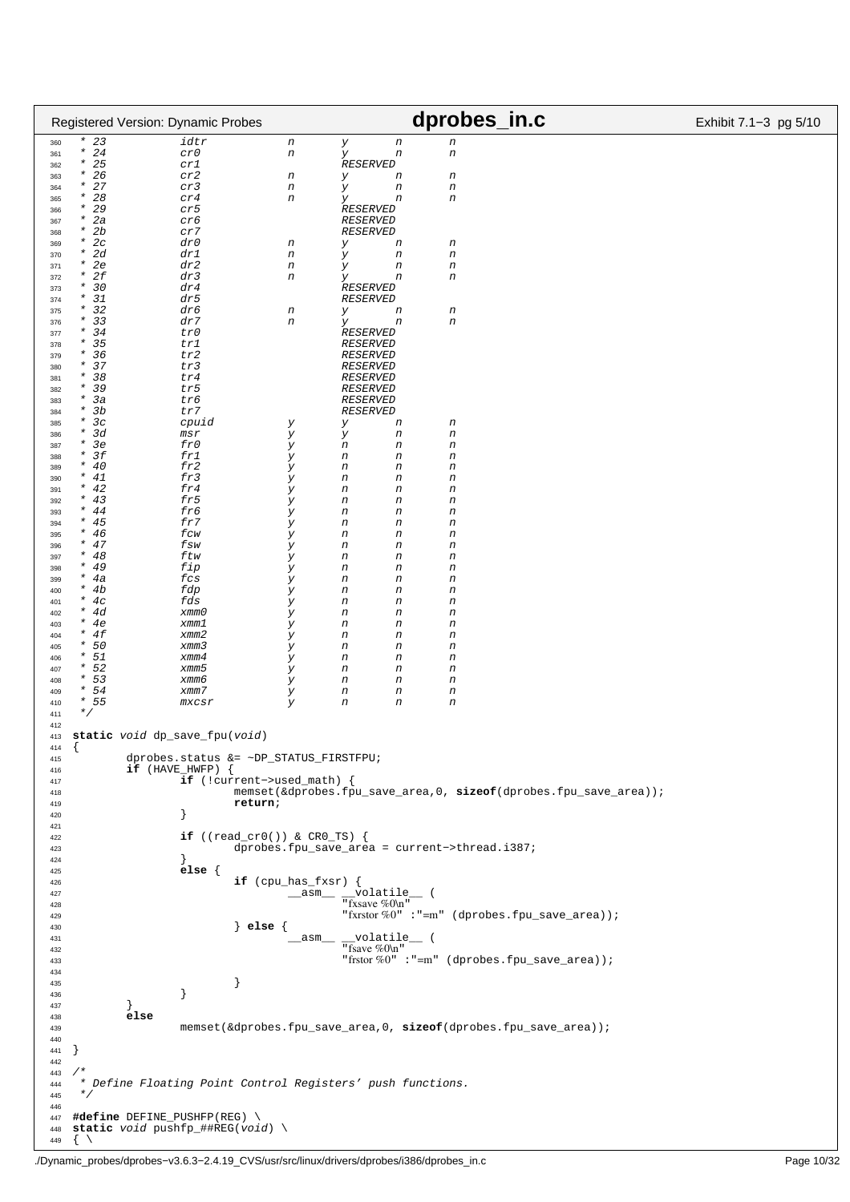```c
 * 23           idtr            n       y       n       n
 * 24           cr0             n       y       n       n
 * 25           cr1                     RESERVED
 * 26           cr2             n       y       n       n
 * 27           cr3             n       y       n       n
 * 28           cr4             n       y       n       n
 * 29           cr5                     RESERVED
 * 2a           cr6                     RESERVED
 * 2b           cr7                     RESERVED
 * 2c           dr0             n       y       n       n
 * 2d           dr1             n       y       n       n
 * 2e           dr2             n       y       n       n
 * 2f           dr3             n       y       n       n
 * 30           dr4                     RESERVED
 * 31           dr5                     RESERVED
 * 32           dr6             n       y       n       n
 * 33           dr7             n       y       n       n
 * 34           tr0                     RESERVED
 * 35           tr1                     RESERVED
 * 36           tr2                     RESERVED
 * 37           tr3                     RESERVED
 * 38           tr4                     RESERVED
 * 39           tr5                     RESERVED
 * 3a           tr6                     RESERVED
 * 3b           tr7                     RESERVED
 * 3c           cpuid           y       y       n       n
 * 3d           msr             y       y       n       n
 * 3e           fr0             y       n       n       n
 * 3f           fr1             y       n       n       n
 * 40           fr2             y       n       n       n
 * 41           fr3             y       n       n       n
 * 42           fr4             y       n       n       n
 * 43           fr5             y       n       n       n
 * 44           fr6             y       n       n       n
 * 45           fr7             y       n       n       n
 * 46           fcw             y       n       n       n
 * 47           fsw             y       n       n       n
 * 48           ftw             y       n       n       n
 * 49           fip             y       n       n       n
 * 4a           fcs             y       n       n       n
 * 4b           fdp             y       n       n       n
 * 4c           fds             y       n       n       n
 * 4d           xmm0            y       n       n       n
 * 4e           xmm1            y       n       n       n
 * 4f           xmm2            y       n       n       n
 * 50           xmm3            y       n       n       n
 * 51           xmm4            y       n       n       n
 * 52           xmm5            y       n       n       n
 * 53           xmm6            y       n       n       n
 * 54           xmm7            y       n       n       n
 * 55           mxcsr           y       n       n       n
 */

static void dp_save_fpu(void)
{
        dprobes.status &= ~DP_STATUS_FIRSTFPU;
        if (HAVE_HWFP) {
                if (!current->used_math) {
                        memset(&dprobes.fpu_save_area,0, sizeof(dprobes.fpu_save_area));
                        return;
                }

                if ((read_cr0()) & CR0_TS) {
                        dprobes.fpu_save_area = current->thread.i387;
                }
                else {
                        if (cpu_has_fxsr) {
                                __asm__ __volatile__ (
                                        "fxsave %0\n"
                                        "fxrstor %0" :"=m" (dprobes.fpu_save_area));
                        } else {
                                __asm__ __volatile__ (
                                        "fsave %0\n"
                                        "frstor %0" :"=m" (dprobes.fpu_save_area));

                        }
                }
        }
        else
                memset(&dprobes.fpu_save_area,0, sizeof(dprobes.fpu_save_area));

}

/*
 * Define Floating Point Control Registers' push functions.
 */

#define DEFINE_PUSHFP(REG) \
static void pushfp_##REG(void) \
{ \
```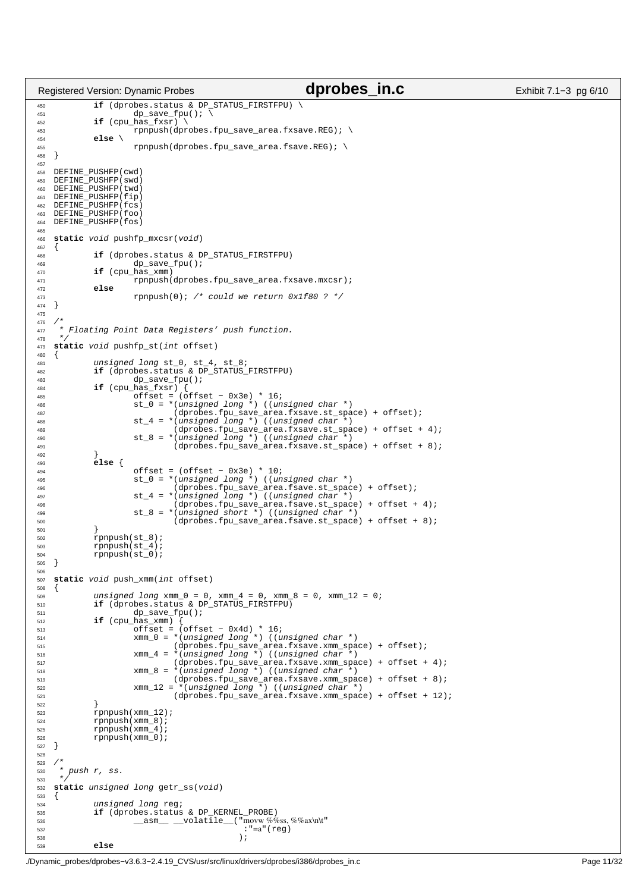```c
	if (dprobes.status & DP_STATUS_FIRSTFPU) \
		dp_save_fpu(); \
	if (cpu_has_fxsr) \
		rpnpush(dprobes.fpu_save_area.fxsave.REG); \
	else \
		rpnpush(dprobes.fpu_save_area.fsave.REG); \
}

DEFINE_PUSHFP(cwd)
DEFINE_PUSHFP(swd)
DEFINE_PUSHFP(twd)
DEFINE_PUSHFP(fip)
DEFINE_PUSHFP(fcs)
DEFINE_PUSHFP(foo)
DEFINE_PUSHFP(fos)

static void pushfp_mxcsr(void)
{
	if (dprobes.status & DP_STATUS_FIRSTFPU)
		dp_save_fpu();
	if (cpu_has_xmm)
		rpnpush(dprobes.fpu_save_area.fxsave.mxcsr);
	else
		rpnpush(0); /* could we return 0x1f80 ? */
}

/*
 * Floating Point Data Registers' push function.
 */
static void pushfp_st(int offset)
{
	unsigned long st_0, st_4, st_8;
	if (dprobes.status & DP_STATUS_FIRSTFPU)
		dp_save_fpu();
	if (cpu_has_fxsr) {
		offset = (offset - 0x3e) * 16;
		st_0 = *(unsigned long *) ((unsigned char *)
			(dprobes.fpu_save_area.fxsave.st_space) + offset);
		st_4 = *(unsigned long *) ((unsigned char *)
			(dprobes.fpu_save_area.fxsave.st_space) + offset + 4);
		st_8 = *(unsigned long *) ((unsigned char *)
			(dprobes.fpu_save_area.fxsave.st_space) + offset + 8);
	}
	else {
		offset = (offset - 0x3e) * 10;
		st_0 = *(unsigned long *) ((unsigned char *)
			(dprobes.fpu_save_area.fsave.st_space) + offset);
		st_4 = *(unsigned long *) ((unsigned char *)
			(dprobes.fpu_save_area.fsave.st_space) + offset + 4);
		st_8 = *(unsigned short *) ((unsigned char *)
			(dprobes.fpu_save_area.fsave.st_space) + offset + 8);
	}
	rpnpush(st_8);
	rpnpush(st_4);
	rpnpush(st_0);
}

static void push_xmm(int offset)
{
	unsigned long xmm_0 = 0, xmm_4 = 0, xmm_8 = 0, xmm_12 = 0;
	if (dprobes.status & DP_STATUS_FIRSTFPU)
		dp_save_fpu();
	if (cpu_has_xmm) {
		offset = (offset - 0x4d) * 16;
		xmm_0 = *(unsigned long *) ((unsigned char *)
			(dprobes.fpu_save_area.fxsave.xmm_space) + offset);
		xmm_4 = *(unsigned long *) ((unsigned char *)
			(dprobes.fpu_save_area.fxsave.xmm_space) + offset + 4);
		xmm_8 = *(unsigned long *) ((unsigned char *)
			(dprobes.fpu_save_area.fxsave.xmm_space) + offset + 8);
		xmm_12 = *(unsigned long *) ((unsigned char *)
			(dprobes.fpu_save_area.fxsave.xmm_space) + offset + 12);
	}
	rpnpush(xmm_12);
	rpnpush(xmm_8);
	rpnpush(xmm_4);
	rpnpush(xmm_0);
}

/*
 * push r, ss.
 */
static unsigned long getr_ss(void)
{
	unsigned long reg;
	if (dprobes.status & DP_KERNEL_PROBE)
		__asm__ __volatile__("movw %%ss, %%ax\n\t"
					:"=a"(reg)
				);
	else
```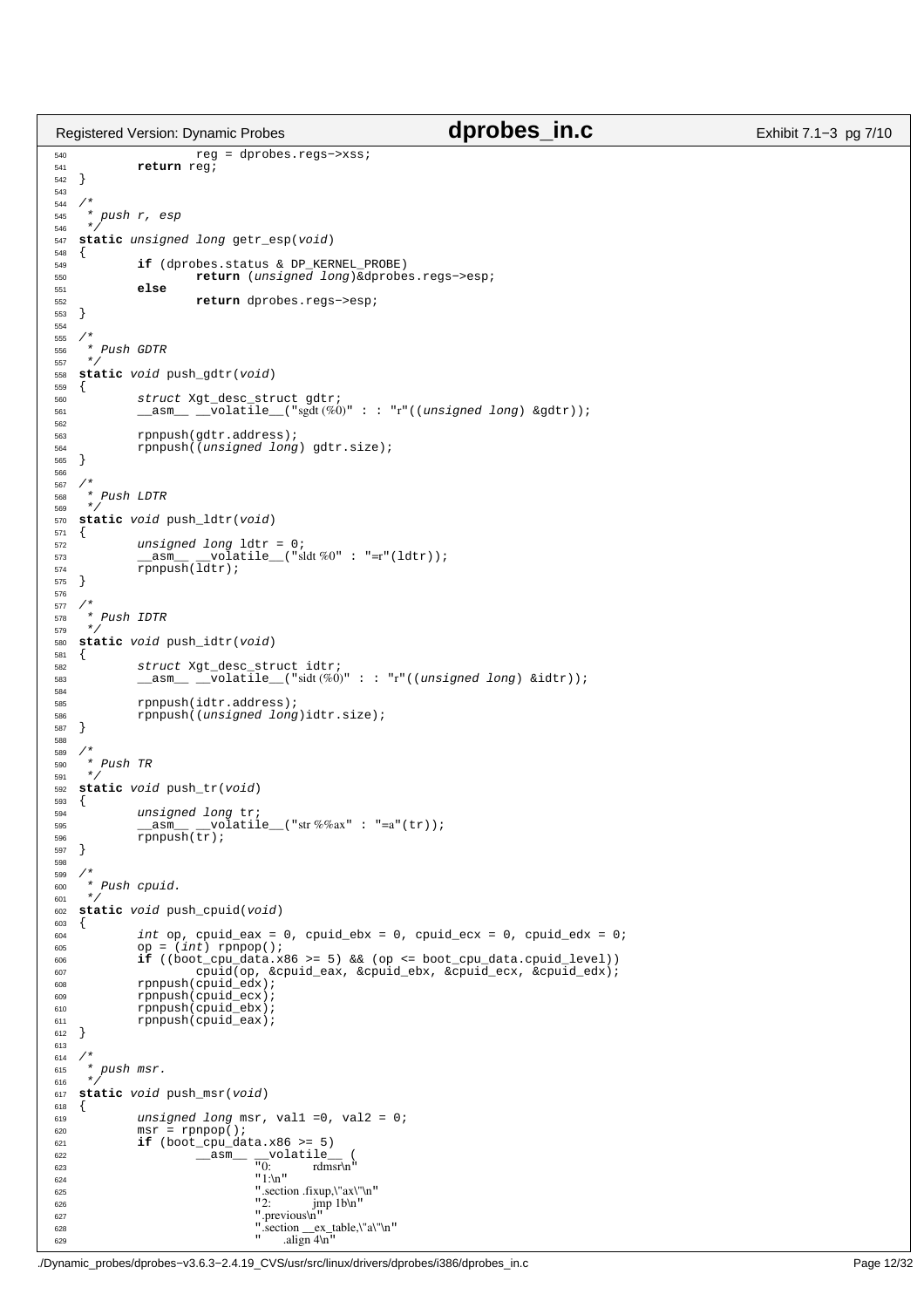```c
540                 reg = dprobes.regs->xss;
541         return reg;
542 }
543 
544 /*
545  * push r, esp
546  */
547 static unsigned long getr_esp(void)
548 {
549         if (dprobes.status & DP_KERNEL_PROBE)
550                 return (unsigned long)&dprobes.regs->esp;
551         else
552                 return dprobes.regs->esp;
553 }
554 
555 /*
556  * Push GDTR
557  */
558 static void push_gdtr(void)
559 {
560         struct Xgt_desc_struct gdtr;
561         __asm__ __volatile__("sgdt (%0)" : : "r"((unsigned long) &gdtr));
562 
563         rpnpush(gdtr.address);
564         rpnpush((unsigned long) gdtr.size);
565 }
566 
567 /*
568  * Push LDTR
569  */
570 static void push_ldtr(void)
571 {
572         unsigned long ldtr = 0;
573         __asm__ __volatile__("sldt %0" : "=r"(ldtr));
574         rpnpush(ldtr);
575 }
576 
577 /*
578  * Push IDTR
579  */
580 static void push_idtr(void)
581 {
582         struct Xgt_desc_struct idtr;
583         __asm__ __volatile__("sidt (%0)" : : "r"((unsigned long) &idtr));
584 
585         rpnpush(idtr.address);
586         rpnpush((unsigned long)idtr.size);
587 }
588 
589 /*
590  * Push TR
591  */
592 static void push_tr(void)
593 {
594         unsigned long tr;
595         __asm__ __volatile__("str %%ax" : "=a"(tr));
596         rpnpush(tr);
597 }
598 
599 /*
600  * Push cpuid.
601  */
602 static void push_cpuid(void)
603 {
604         int op, cpuid_eax = 0, cpuid_ebx = 0, cpuid_ecx = 0, cpuid_edx = 0;
605         op = (int) rpnpop();
606         if ((boot_cpu_data.x86 >= 5) && (op <= boot_cpu_data.cpuid_level))
607                 cpuid(op, &cpuid_eax, &cpuid_ebx, &cpuid_ecx, &cpuid_edx);
608         rpnpush(cpuid_edx);
609         rpnpush(cpuid_ecx);
610         rpnpush(cpuid_ebx);
611         rpnpush(cpuid_eax);
612 }
613 
614 /*
615  * push msr.
616  */
617 static void push_msr(void)
618 {
619         unsigned long msr, val1 =0, val2 = 0;
620         msr = rpnpop();
621         if (boot_cpu_data.x86 >= 5)
622                 __asm__ __volatile__ (
623                         "0:     rdmsr\n"
624                         "1:\n"
625                         ".section .fixup,\"ax\"\n"
626                         "2:     jmp 1b\n"
627                         ".previous\n"
628                         ".section __ex_table,\"a\"\n"
629                         "       .align 4\n"
```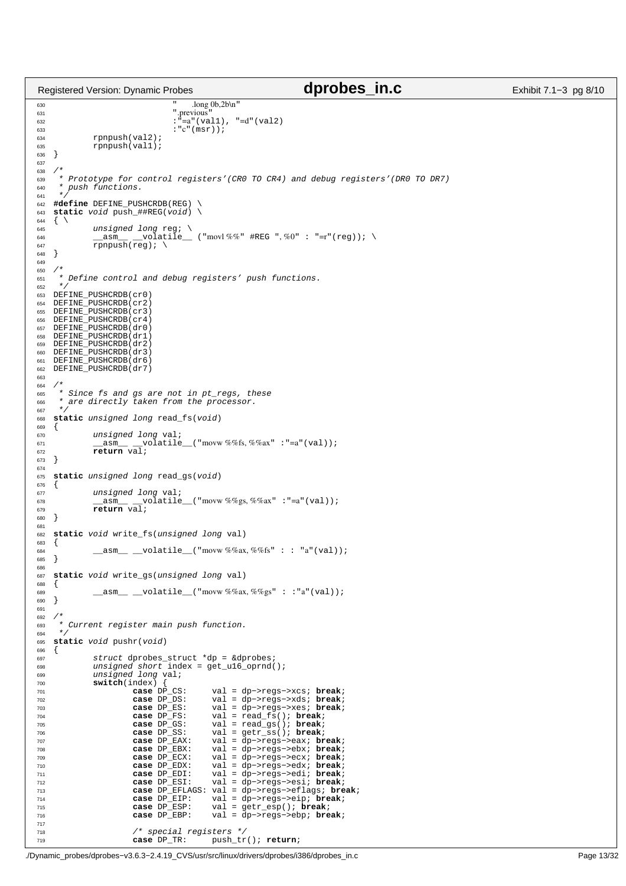```c
630                             "       .long 0b,2b\n"
631                             ".previous"
632                             :"=a"(val1), "=d"(val2)
633                             :"c"(msr));
634             rpnpush(val2);
635             rpnpush(val1);
636     }
637
638     /*
639      * Prototype for control registers'(CR0 TO CR4) and debug registers'(DR0 TO DR7)
640      * push functions.
641      */
642     #define DEFINE_PUSHCRDB(REG) \
643     static void push_##REG(void) \
644     { \
645             unsigned long reg; \
646             __asm__ __volatile__ ("movl %%" #REG ", %0" : "=r"(reg)); \
647             rpnpush(reg); \
648     }
649
650     /*
651      * Define control and debug registers' push functions.
652      */
653     DEFINE_PUSHCRDB(cr0)
654     DEFINE_PUSHCRDB(cr2)
655     DEFINE_PUSHCRDB(cr3)
656     DEFINE_PUSHCRDB(cr4)
657     DEFINE_PUSHCRDB(dr0)
658     DEFINE_PUSHCRDB(dr1)
659     DEFINE_PUSHCRDB(dr2)
660     DEFINE_PUSHCRDB(dr3)
661     DEFINE_PUSHCRDB(dr6)
662     DEFINE_PUSHCRDB(dr7)
663
664     /*
665      * Since fs and gs are not in pt_regs, these
666      * are directly taken from the processor.
667      */
668     static unsigned long read_fs(void)
669     {
670             unsigned long val;
671             __asm__ __volatile__("movw %%fs, %%ax" :"=a"(val));
672             return val;
673     }
674
675     static unsigned long read_gs(void)
676     {
677             unsigned long val;
678             __asm__ __volatile__("movw %%gs, %%ax" :"=a"(val));
679             return val;
680     }
681
682     static void write_fs(unsigned long val)
683     {
684             __asm__ __volatile__("movw %%ax, %%fs" : : "a"(val));
685     }
686
687     static void write_gs(unsigned long val)
688     {
689             __asm__ __volatile__("movw %%ax, %%gs" : :"a"(val));
690     }
691
692     /*
693      * Current register main push function.
694      */
695     static void pushr(void)
696     {
697             struct dprobes_struct *dp = &dprobes;
698             unsigned short index = get_u16_oprnd();
699             unsigned long val;
700             switch(index) {
701                     case DP_CS:     val = dp->regs->xcs; break;
702                     case DP_DS:     val = dp->regs->xds; break;
703                     case DP_ES:     val = dp->regs->xes; break;
704                     case DP_FS:     val = read_fs(); break;
705                     case DP_GS:     val = read_gs(); break;
706                     case DP_SS:     val = getr_ss(); break;
707                     case DP_EAX:    val = dp->regs->eax; break;
708                     case DP_EBX:    val = dp->regs->ebx; break;
709                     case DP_ECX:    val = dp->regs->ecx; break;
710                     case DP_EDX:    val = dp->regs->edx; break;
711                     case DP_EDI:    val = dp->regs->edi; break;
712                     case DP_ESI:    val = dp->regs->esi; break;
713                     case DP_EFLAGS: val = dp->regs->eflags; break;
714                     case DP_EIP:    val = dp->regs->eip; break;
715                     case DP_ESP:    val = getr_esp(); break;
716                     case DP_EBP:    val = dp->regs->ebp; break;
717
718                     /* special registers */
719                     case DP_TR:     push_tr(); return;
```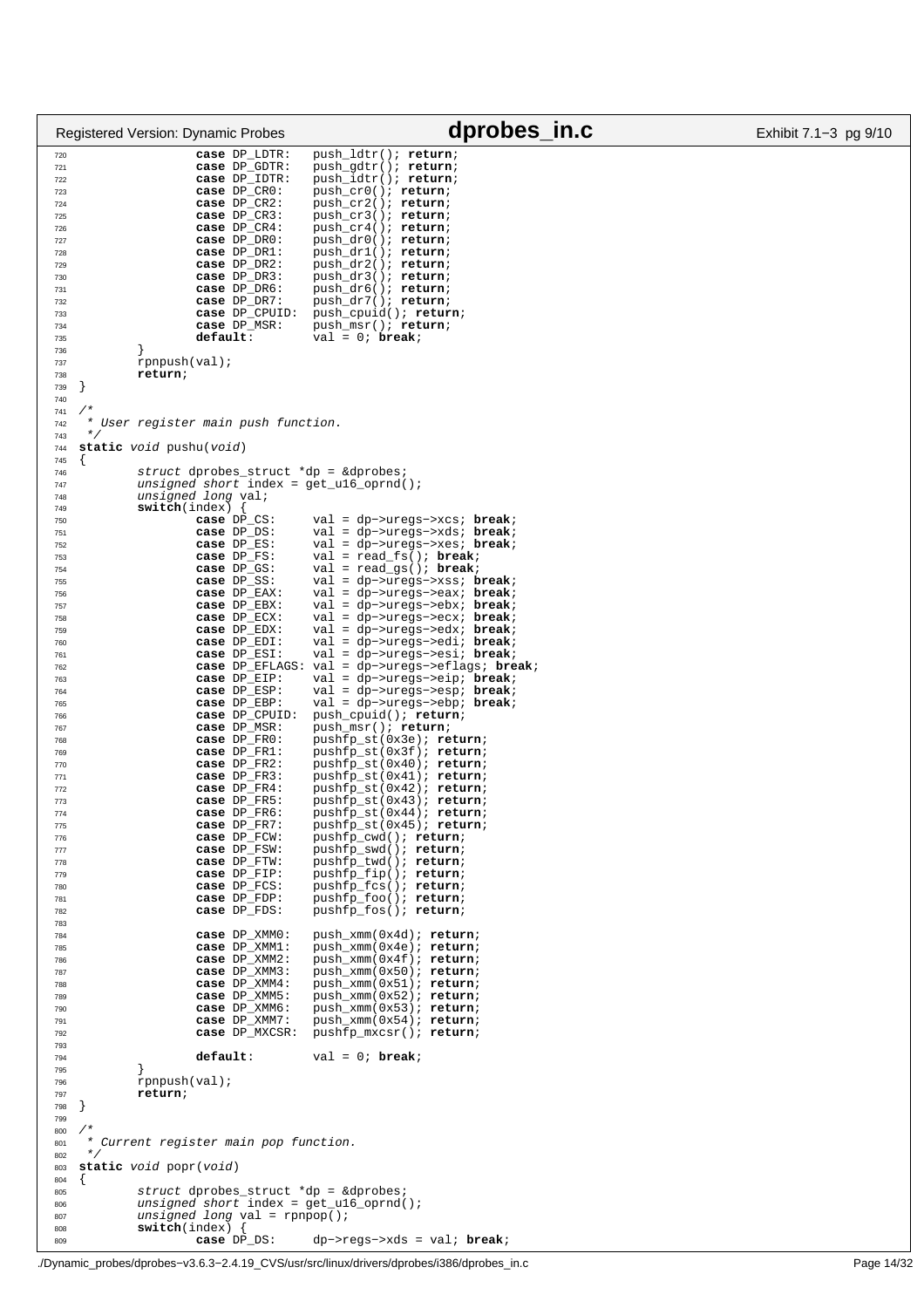```c
		case DP_LDTR:	push_ldtr(); return;
		case DP_GDTR:	push_gdtr(); return;
		case DP_IDTR:	push_idtr(); return;
		case DP_CR0:	push_cr0(); return;
		case DP_CR2:	push_cr2(); return;
		case DP_CR3:	push_cr3(); return;
		case DP_CR4:	push_cr4(); return;
		case DP_DR0:	push_dr0(); return;
		case DP_DR1:	push_dr1(); return;
		case DP_DR2:	push_dr2(); return;
		case DP_DR3:	push_dr3(); return;
		case DP_DR6:	push_dr6(); return;
		case DP_DR7:	push_dr7(); return;
		case DP_CPUID:	push_cpuid(); return;
		case DP_MSR:	push_msr(); return;
		default:	val = 0; break;
	}
	rpnpush(val);
	return;
}

/*
 * User register main push function.
 */
static void pushu(void)
{
	struct dprobes_struct *dp = &dprobes;
	unsigned short index = get_u16_oprnd();
	unsigned long val;
	switch(index) {
		case DP_CS:	val = dp->uregs->xcs; break;
		case DP_DS:	val = dp->uregs->xds; break;
		case DP_ES:	val = dp->uregs->xes; break;
		case DP_FS:	val = read_fs(); break;
		case DP_GS:	val = read_gs(); break;
		case DP_SS:	val = dp->uregs->xss; break;
		case DP_EAX:	val = dp->uregs->eax; break;
		case DP_EBX:	val = dp->uregs->ebx; break;
		case DP_ECX:	val = dp->uregs->ecx; break;
		case DP_EDX:	val = dp->uregs->edx; break;
		case DP_EDI:	val = dp->uregs->edi; break;
		case DP_ESI:	val = dp->uregs->esi; break;
		case DP_EFLAGS: val = dp->uregs->eflags; break;
		case DP_EIP:	val = dp->uregs->eip; break;
		case DP_ESP:	val = dp->uregs->esp; break;
		case DP_EBP:	val = dp->uregs->ebp; break;
		case DP_CPUID:	push_cpuid(); return;
		case DP_MSR:	push_msr(); return;
		case DP_FR0:	pushfp_st(0x3e); return;
		case DP_FR1:	pushfp_st(0x3f); return;
		case DP_FR2:	pushfp_st(0x40); return;
		case DP_FR3:	pushfp_st(0x41); return;
		case DP_FR4:	pushfp_st(0x42); return;
		case DP_FR5:	pushfp_st(0x43); return;
		case DP_FR6:	pushfp_st(0x44); return;
		case DP_FR7:	pushfp_st(0x45); return;
		case DP_FCW:	pushfp_cwd(); return;
		case DP_FSW:	pushfp_swd(); return;
		case DP_FTW:	pushfp_twd(); return;
		case DP_FIP:	pushfp_fip(); return;
		case DP_FCS:	pushfp_fcs(); return;
		case DP_FDP:	pushfp_foo(); return;
		case DP_FDS:	pushfp_fos(); return;

		case DP_XMM0:	push_xmm(0x4d); return;
		case DP_XMM1:	push_xmm(0x4e); return;
		case DP_XMM2:	push_xmm(0x4f); return;
		case DP_XMM3:	push_xmm(0x50); return;
		case DP_XMM4:	push_xmm(0x51); return;
		case DP_XMM5:	push_xmm(0x52); return;
		case DP_XMM6:	push_xmm(0x53); return;
		case DP_XMM7:	push_xmm(0x54); return;
		case DP_MXCSR:	pushfp_mxcsr(); return;

		default:	val = 0; break;
	}
	rpnpush(val);
	return;
}

/*
 * Current register main pop function.
 */
static void popr(void)
{
	struct dprobes_struct *dp = &dprobes;
	unsigned short index = get_u16_oprnd();
	unsigned long val = rpnpop();
	switch(index) {
		case DP_DS:	dp->regs->xds = val; break;
```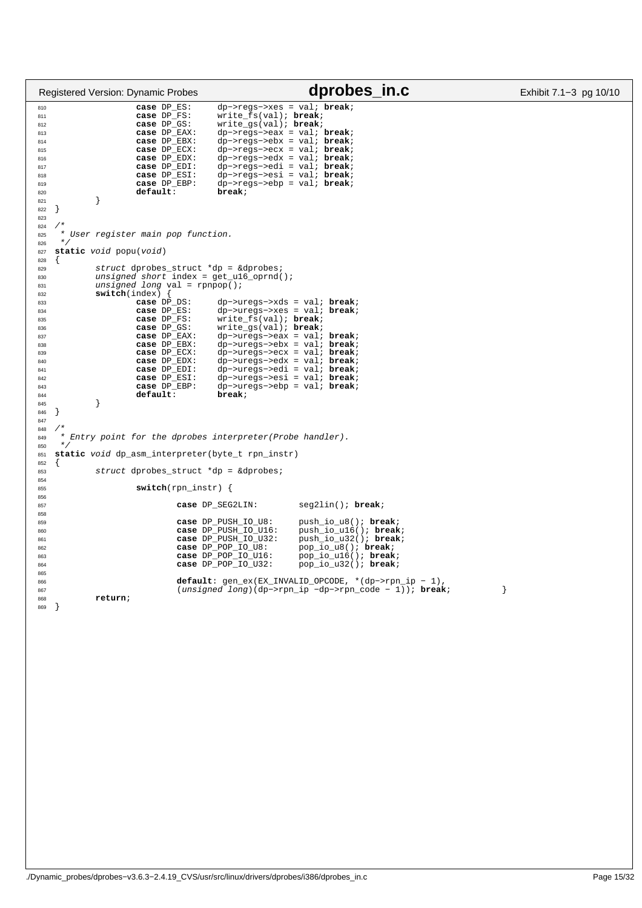```c
                case DP_ES:     dp->regs->xes = val; break;
                case DP_FS:     write_fs(val); break;
                case DP_GS:     write_gs(val); break;
                case DP_EAX:    dp->regs->eax = val; break;
                case DP_EBX:    dp->regs->ebx = val; break;
                case DP_ECX:    dp->regs->ecx = val; break;
                case DP_EDX:    dp->regs->edx = val; break;
                case DP_EDI:    dp->regs->edi = val; break;
                case DP_ESI:    dp->regs->esi = val; break;
                case DP_EBP:    dp->regs->ebp = val; break;
                default:        break;
        }
}

/*
 * User register main pop function.
 */
static void popu(void)
{
        struct dprobes_struct *dp = &dprobes;
        unsigned short index = get_u16_oprnd();
        unsigned long val = rpnpop();
        switch(index) {
                case DP_DS:     dp->uregs->xds = val; break;
                case DP_ES:     dp->uregs->xes = val; break;
                case DP_FS:     write_fs(val); break;
                case DP_GS:     write_gs(val); break;
                case DP_EAX:    dp->uregs->eax = val; break;
                case DP_EBX:    dp->uregs->ebx = val; break;
                case DP_ECX:    dp->uregs->ecx = val; break;
                case DP_EDX:    dp->uregs->edx = val; break;
                case DP_EDI:    dp->uregs->edi = val; break;
                case DP_ESI:    dp->uregs->esi = val; break;
                case DP_EBP:    dp->uregs->ebp = val; break;
                default:        break;
        }
}

/*
 * Entry point for the dprobes interpreter(Probe handler).
 */
static void dp_asm_interpreter(byte_t rpn_instr)
{
        struct dprobes_struct *dp = &dprobes;

                switch(rpn_instr) {

                        case DP_SEG2LIN:        seg2lin(); break;

                        case DP_PUSH_IO_U8:     push_io_u8(); break;
                        case DP_PUSH_IO_U16:    push_io_u16(); break;
                        case DP_PUSH_IO_U32:    push_io_u32(); break;
                        case DP_POP_IO_U8:      pop_io_u8(); break;
                        case DP_POP_IO_U16:     pop_io_u16(); break;
                        case DP_POP_IO_U32:     pop_io_u32(); break;

                        default: gen_ex(EX_INVALID_OPCODE, *(dp->rpn_ip - 1),
                        (unsigned long)(dp->rpn_ip -dp->rpn_code - 1)); break;          }
        return;
}
```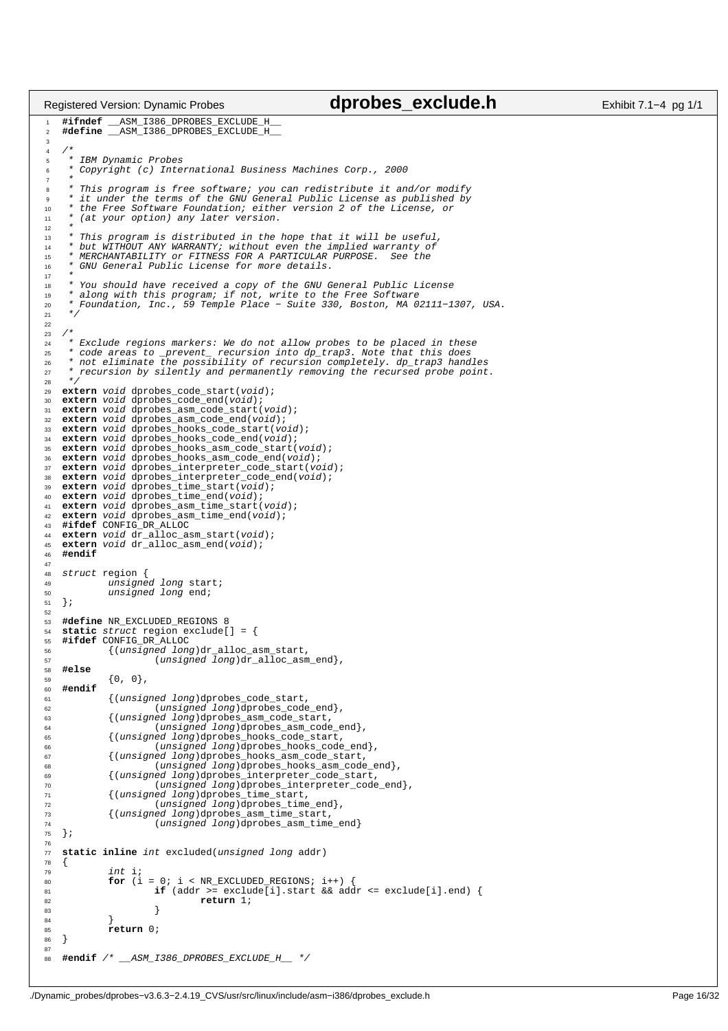```c
#ifndef __ASM_I386_DPROBES_EXCLUDE_H__
#define __ASM_I386_DPROBES_EXCLUDE_H__

/*
 * IBM Dynamic Probes
 * Copyright (c) International Business Machines Corp., 2000
 *
 * This program is free software; you can redistribute it and/or modify
 * it under the terms of the GNU General Public License as published by
 * the Free Software Foundation; either version 2 of the License, or
 * (at your option) any later version.
 *
 * This program is distributed in the hope that it will be useful,
 * but WITHOUT ANY WARRANTY; without even the implied warranty of
 * MERCHANTABILITY or FITNESS FOR A PARTICULAR PURPOSE.  See the
 * GNU General Public License for more details.
 *
 * You should have received a copy of the GNU General Public License
 * along with this program; if not, write to the Free Software
 * Foundation, Inc., 59 Temple Place - Suite 330, Boston, MA 02111-1307, USA.
 */

/*
 * Exclude regions markers: We do not allow probes to be placed in these
 * code areas to _prevent_ recursion into dp_trap3. Note that this does
 * not eliminate the possibility of recursion completely. dp_trap3 handles
 * recursion by silently and permanently removing the recursed probe point.
 */
extern void dprobes_code_start(void);
extern void dprobes_code_end(void);
extern void dprobes_asm_code_start(void);
extern void dprobes_asm_code_end(void);
extern void dprobes_hooks_code_start(void);
extern void dprobes_hooks_code_end(void);
extern void dprobes_hooks_asm_code_start(void);
extern void dprobes_hooks_asm_code_end(void);
extern void dprobes_interpreter_code_start(void);
extern void dprobes_interpreter_code_end(void);
extern void dprobes_time_start(void);
extern void dprobes_time_end(void);
extern void dprobes_asm_time_start(void);
extern void dprobes_asm_time_end(void);
#ifdef CONFIG_DR_ALLOC
extern void dr_alloc_asm_start(void);
extern void dr_alloc_asm_end(void);
#endif

struct region {
        unsigned long start;
        unsigned long end;
};

#define NR_EXCLUDED_REGIONS 8
static struct region exclude[] = {
#ifdef CONFIG_DR_ALLOC
        {(unsigned long)dr_alloc_asm_start,
                (unsigned long)dr_alloc_asm_end},
#else
        {0, 0},
#endif
        {(unsigned long)dprobes_code_start,
                (unsigned long)dprobes_code_end},
        {(unsigned long)dprobes_asm_code_start,
                (unsigned long)dprobes_asm_code_end},
        {(unsigned long)dprobes_hooks_code_start,
                (unsigned long)dprobes_hooks_code_end},
        {(unsigned long)dprobes_hooks_asm_code_start,
                (unsigned long)dprobes_hooks_asm_code_end},
        {(unsigned long)dprobes_interpreter_code_start,
                (unsigned long)dprobes_interpreter_code_end},
        {(unsigned long)dprobes_time_start,
                (unsigned long)dprobes_time_end},
        {(unsigned long)dprobes_asm_time_start,
                (unsigned long)dprobes_asm_time_end}
};

static inline int excluded(unsigned long addr)
{
        int i;
        for (i = 0; i < NR_EXCLUDED_REGIONS; i++) {
                if (addr >= exclude[i].start && addr <= exclude[i].end) {
                        return 1;
                }
        }
        return 0;
}

#endif /* __ASM_I386_DPROBES_EXCLUDE_H__ */
```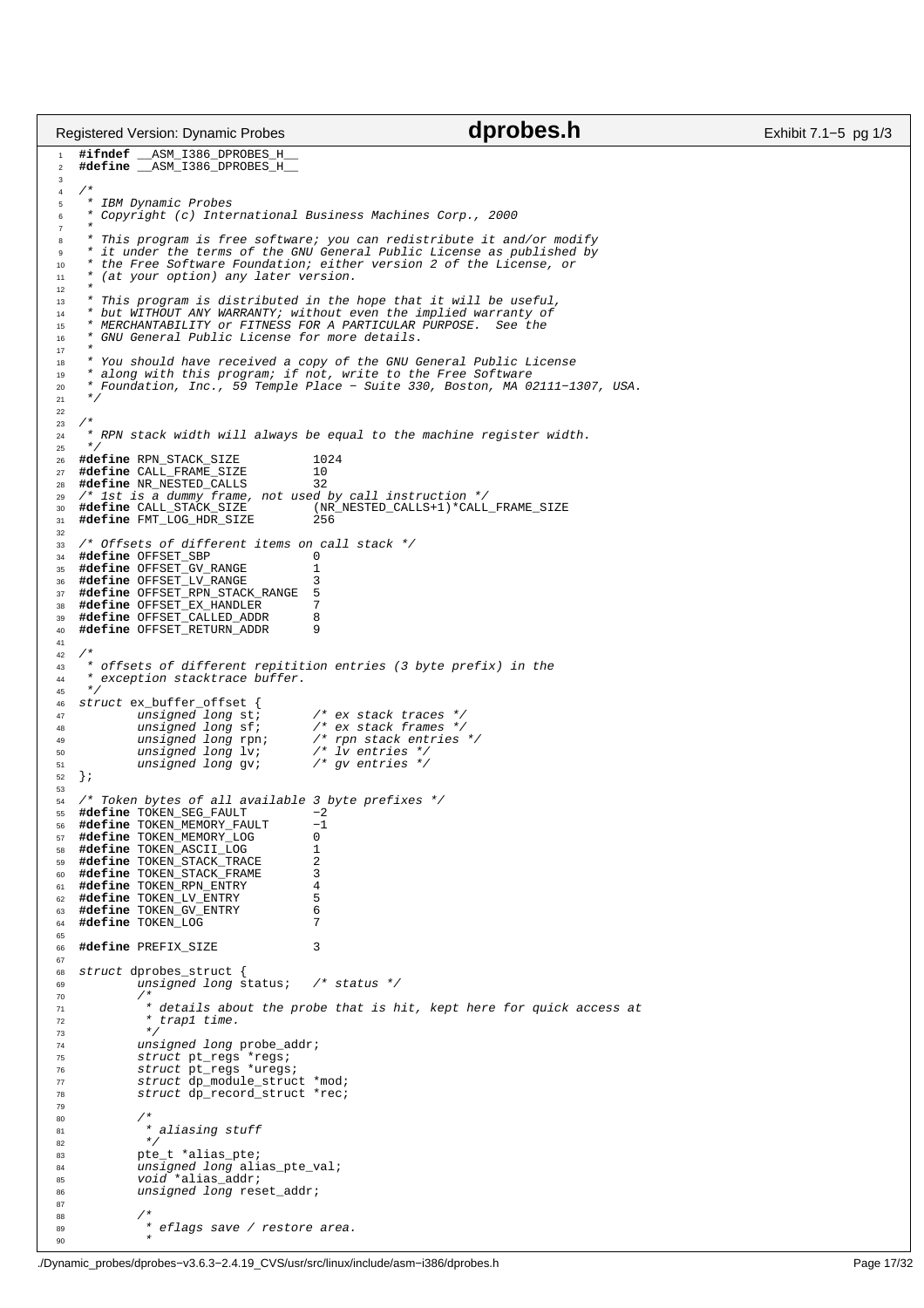```c
#ifndef __ASM_I386_DPROBES_H__
#define __ASM_I386_DPROBES_H__

/*
 * IBM Dynamic Probes
 * Copyright (c) International Business Machines Corp., 2000
 *
 * This program is free software; you can redistribute it and/or modify
 * it under the terms of the GNU General Public License as published by
 * the Free Software Foundation; either version 2 of the License, or
 * (at your option) any later version.
 *
 * This program is distributed in the hope that it will be useful,
 * but WITHOUT ANY WARRANTY; without even the implied warranty of
 * MERCHANTABILITY or FITNESS FOR A PARTICULAR PURPOSE.  See the
 * GNU General Public License for more details.
 *
 * You should have received a copy of the GNU General Public License
 * along with this program; if not, write to the Free Software
 * Foundation, Inc., 59 Temple Place - Suite 330, Boston, MA 02111-1307, USA.
 */

/*
 * RPN stack width will always be equal to the machine register width.
 */
#define RPN_STACK_SIZE          1024
#define CALL_FRAME_SIZE         10
#define NR_NESTED_CALLS         32
/* 1st is a dummy frame, not used by call instruction */
#define CALL_STACK_SIZE         (NR_NESTED_CALLS+1)*CALL_FRAME_SIZE
#define FMT_LOG_HDR_SIZE        256

/* Offsets of different items on call stack */
#define OFFSET_SBP              0
#define OFFSET_GV_RANGE         1
#define OFFSET_LV_RANGE         3
#define OFFSET_RPN_STACK_RANGE  5
#define OFFSET_EX_HANDLER       7
#define OFFSET_CALLED_ADDR      8
#define OFFSET_RETURN_ADDR      9

/*
 * offsets of different repitition entries (3 byte prefix) in the
 * exception stacktrace buffer.
 */
struct ex_buffer_offset {
        unsigned long st;       /* ex stack traces */
        unsigned long sf;       /* ex stack frames */
        unsigned long rpn;      /* rpn stack entries */
        unsigned long lv;       /* lv entries */
        unsigned long gv;       /* gv entries */
};

/* Token bytes of all available 3 byte prefixes */
#define TOKEN_SEG_FAULT         -2
#define TOKEN_MEMORY_FAULT      -1
#define TOKEN_MEMORY_LOG        0
#define TOKEN_ASCII_LOG         1
#define TOKEN_STACK_TRACE       2
#define TOKEN_STACK_FRAME       3
#define TOKEN_RPN_ENTRY         4
#define TOKEN_LV_ENTRY          5
#define TOKEN_GV_ENTRY          6
#define TOKEN_LOG               7

#define PREFIX_SIZE             3

struct dprobes_struct {
        unsigned long status;   /* status */
        /*
         * details about the probe that is hit, kept here for quick access at
         * trap1 time.
         */
        unsigned long probe_addr;
        struct pt_regs *regs;
        struct pt_regs *uregs;
        struct dp_module_struct *mod;
        struct dp_record_struct *rec;

        /*
         * aliasing stuff
         */
        pte_t *alias_pte;
        unsigned long alias_pte_val;
        void *alias_addr;
        unsigned long reset_addr;

        /*
         * eflags save / restore area.
         *
```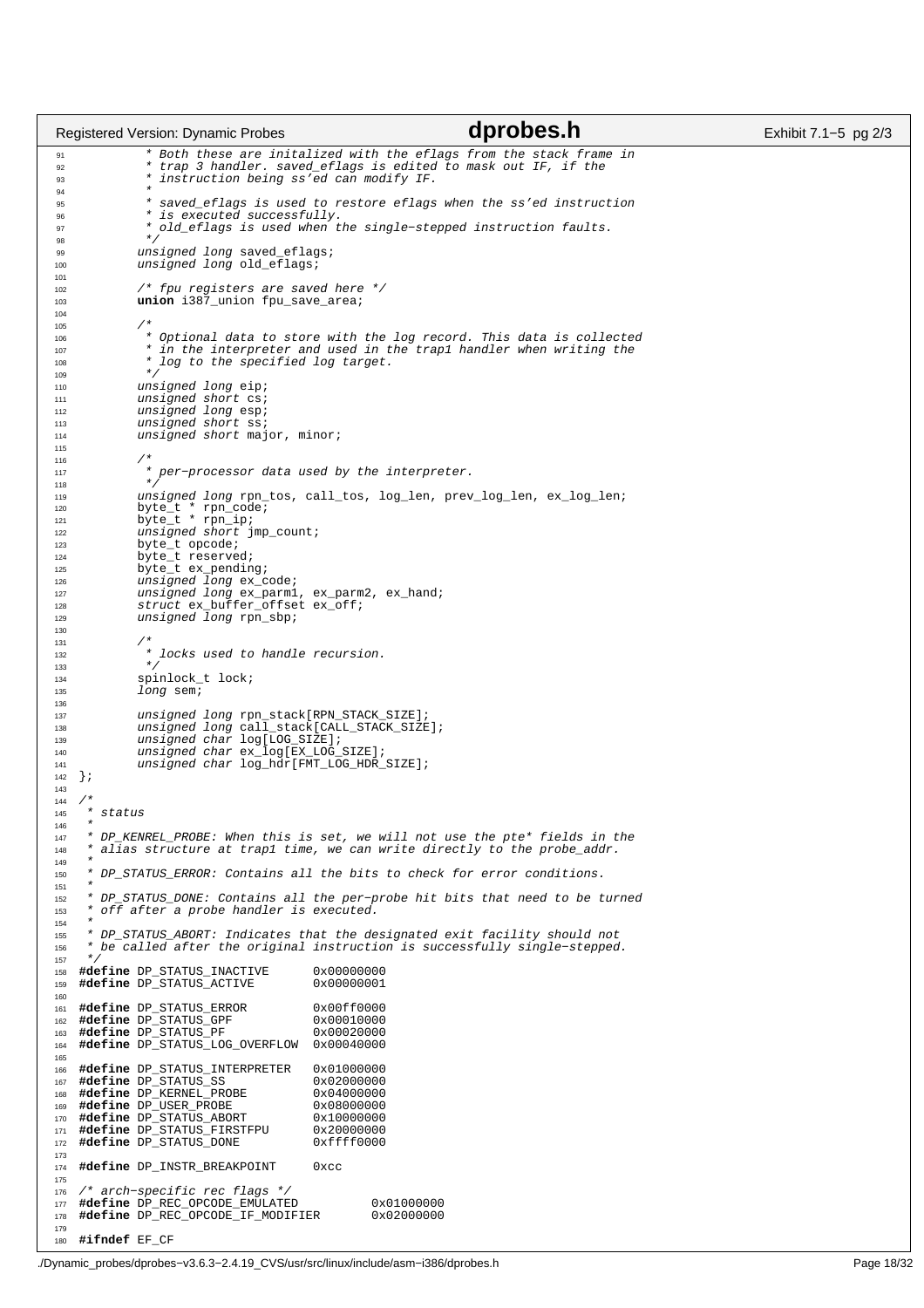```c
	 * Both these are initalized with the eflags from the stack frame in
	 * trap 3 handler. saved_eflags is edited to mask out IF, if the
	 * instruction being ss'ed can modify IF.
	 *
	 * saved_eflags is used to restore eflags when the ss'ed instruction
	 * is executed successfully.
	 * old_eflags is used when the single-stepped instruction faults.
	 */
	unsigned long saved_eflags;
	unsigned long old_eflags;

	/* fpu registers are saved here */
	union i387_union fpu_save_area;

	/*
	 * Optional data to store with the log record. This data is collected
	 * in the interpreter and used in the trap1 handler when writing the
	 * log to the specified log target.
	 */
	unsigned long eip;
	unsigned short cs;
	unsigned long esp;
	unsigned short ss;
	unsigned short major, minor;

	/*
	 * per-processor data used by the interpreter.
	 */
	unsigned long rpn_tos, call_tos, log_len, prev_log_len, ex_log_len;
	byte_t * rpn_code;
	byte_t * rpn_ip;
	unsigned short jmp_count;
	byte_t opcode;
	byte_t reserved;
	byte_t ex_pending;
	unsigned long ex_code;
	unsigned long ex_parm1, ex_parm2, ex_hand;
	struct ex_buffer_offset ex_off;
	unsigned long rpn_sbp;

	/*
	 * locks used to handle recursion.
	 */
	spinlock_t lock;
	long sem;

	unsigned long rpn_stack[RPN_STACK_SIZE];
	unsigned long call_stack[CALL_STACK_SIZE];
	unsigned char log[LOG_SIZE];
	unsigned char ex_log[EX_LOG_SIZE];
	unsigned char log_hdr[FMT_LOG_HDR_SIZE];
};

/*
 * status
 *
 * DP_KENREL_PROBE: When this is set, we will not use the pte* fields in the
 * alias structure at trap1 time, we can write directly to the probe_addr.
 *
 * DP_STATUS_ERROR: Contains all the bits to check for error conditions.
 *
 * DP_STATUS_DONE: Contains all the per-probe hit bits that need to be turned
 * off after a probe handler is executed.
 *
 * DP_STATUS_ABORT: Indicates that the designated exit facility should not
 * be called after the original instruction is successfully single-stepped.
 */
#define DP_STATUS_INACTIVE      0x00000000
#define DP_STATUS_ACTIVE        0x00000001

#define DP_STATUS_ERROR         0x00ff0000
#define DP_STATUS_GPF           0x00010000
#define DP_STATUS_PF            0x00020000
#define DP_STATUS_LOG_OVERFLOW  0x00040000

#define DP_STATUS_INTERPRETER   0x01000000
#define DP_STATUS_SS            0x02000000
#define DP_KERNEL_PROBE         0x04000000
#define DP_USER_PROBE           0x08000000
#define DP_STATUS_ABORT         0x10000000
#define DP_STATUS_FIRSTFPU      0x20000000
#define DP_STATUS_DONE          0xffff0000

#define DP_INSTR_BREAKPOINT     0xcc

/* arch-specific rec flags */
#define DP_REC_OPCODE_EMULATED          0x01000000
#define DP_REC_OPCODE_IF_MODIFIER       0x02000000

#ifndef EF_CF
```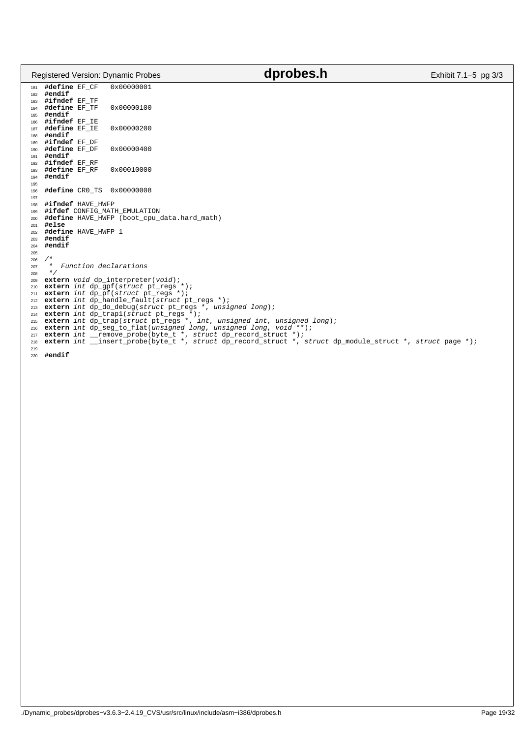```c
#define EF_CF   0x00000001
#endif
#ifndef EF_TF
#define EF_TF   0x00000100
#endif
#ifndef EF_IE
#define EF_IE   0x00000200
#endif
#ifndef EF_DF
#define EF_DF   0x00000400
#endif
#ifndef EF_RF
#define EF_RF   0x00010000
#endif

#define CR0_TS  0x00000008

#ifndef HAVE_HWFP
#ifdef CONFIG_MATH_EMULATION
#define HAVE_HWFP (boot_cpu_data.hard_math)
#else
#define HAVE_HWFP 1
#endif
#endif

/*
 *  Function declarations
 */
extern void dp_interpreter(void);
extern int dp_gpf(struct pt_regs *);
extern int dp_pf(struct pt_regs *);
extern int dp_handle_fault(struct pt_regs *);
extern int dp_do_debug(struct pt_regs *, unsigned long);
extern int dp_trap1(struct pt_regs *);
extern int dp_trap(struct pt_regs *, int, unsigned int, unsigned long);
extern int dp_seg_to_flat(unsigned long, unsigned long, void **);
extern int __remove_probe(byte_t *, struct dp_record_struct *);
extern int __insert_probe(byte_t *, struct dp_record_struct *, struct dp_module_struct *, struct page *);

#endif
```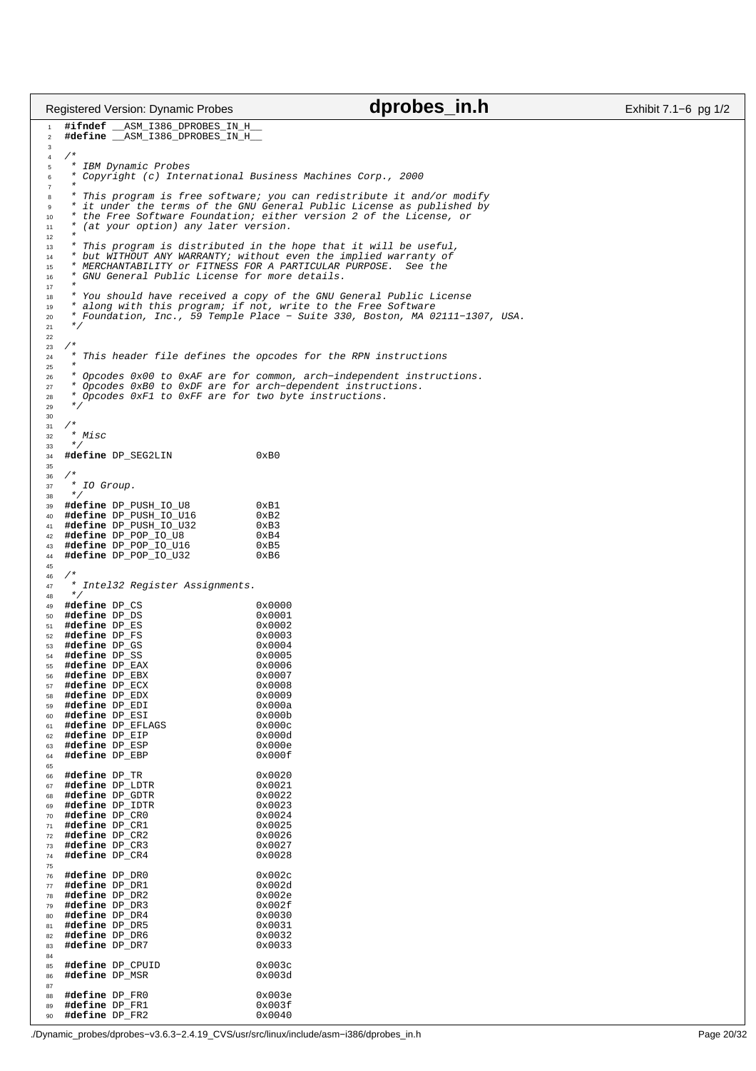```c
#ifndef __ASM_I386_DPROBES_IN_H__
#define __ASM_I386_DPROBES_IN_H__

/*
 * IBM Dynamic Probes
 * Copyright (c) International Business Machines Corp., 2000
 *
 * This program is free software; you can redistribute it and/or modify
 * it under the terms of the GNU General Public License as published by
 * the Free Software Foundation; either version 2 of the License, or
 * (at your option) any later version.
 *
 * This program is distributed in the hope that it will be useful,
 * but WITHOUT ANY WARRANTY; without even the implied warranty of
 * MERCHANTABILITY or FITNESS FOR A PARTICULAR PURPOSE.  See the
 * GNU General Public License for more details.
 *
 * You should have received a copy of the GNU General Public License
 * along with this program; if not, write to the Free Software
 * Foundation, Inc., 59 Temple Place - Suite 330, Boston, MA 02111-1307, USA.
 */

/*
 * This header file defines the opcodes for the RPN instructions
 *
 * Opcodes 0x00 to 0xAF are for common, arch-independent instructions.
 * Opcodes 0xB0 to 0xDF are for arch-dependent instructions.
 * Opcodes 0xF1 to 0xFF are for two byte instructions.
 */

/*
 * Misc
 */
#define DP_SEG2LIN              0xB0

/*
 * IO Group.
 */
#define DP_PUSH_IO_U8           0xB1
#define DP_PUSH_IO_U16          0xB2
#define DP_PUSH_IO_U32          0xB3
#define DP_POP_IO_U8            0xB4
#define DP_POP_IO_U16           0xB5
#define DP_POP_IO_U32           0xB6

/*
 * Intel32 Register Assignments.
 */
#define DP_CS                   0x0000
#define DP_DS                   0x0001
#define DP_ES                   0x0002
#define DP_FS                   0x0003
#define DP_GS                   0x0004
#define DP_SS                   0x0005
#define DP_EAX                  0x0006
#define DP_EBX                  0x0007
#define DP_ECX                  0x0008
#define DP_EDX                  0x0009
#define DP_EDI                  0x000a
#define DP_ESI                  0x000b
#define DP_EFLAGS               0x000c
#define DP_EIP                  0x000d
#define DP_ESP                  0x000e
#define DP_EBP                  0x000f

#define DP_TR                   0x0020
#define DP_LDTR                 0x0021
#define DP_GDTR                 0x0022
#define DP_IDTR                 0x0023
#define DP_CR0                  0x0024
#define DP_CR1                  0x0025
#define DP_CR2                  0x0026
#define DP_CR3                  0x0027
#define DP_CR4                  0x0028

#define DP_DR0                  0x002c
#define DP_DR1                  0x002d
#define DP_DR2                  0x002e
#define DP_DR3                  0x002f
#define DP_DR4                  0x0030
#define DP_DR5                  0x0031
#define DP_DR6                  0x0032
#define DP_DR7                  0x0033

#define DP_CPUID                0x003c
#define DP_MSR                  0x003d

#define DP_FR0                  0x003e
#define DP_FR1                  0x003f
#define DP_FR2                  0x0040
```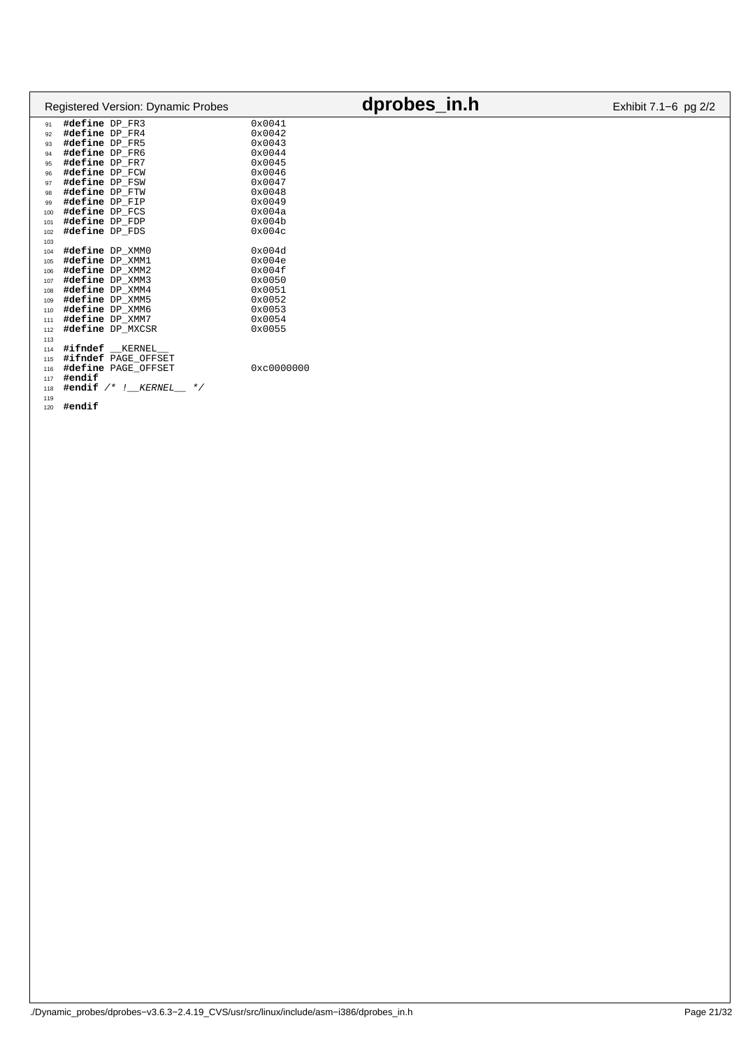```c
#define DP_FR3                  0x0041
#define DP_FR4                  0x0042
#define DP_FR5                  0x0043
#define DP_FR6                  0x0044
#define DP_FR7                  0x0045
#define DP_FCW                  0x0046
#define DP_FSW                  0x0047
#define DP_FTW                  0x0048
#define DP_FIP                  0x0049
#define DP_FCS                  0x004a
#define DP_FDP                  0x004b
#define DP_FDS                  0x004c

#define DP_XMM0                 0x004d
#define DP_XMM1                 0x004e
#define DP_XMM2                 0x004f
#define DP_XMM3                 0x0050
#define DP_XMM4                 0x0051
#define DP_XMM5                 0x0052
#define DP_XMM6                 0x0053
#define DP_XMM7                 0x0054
#define DP_MXCSR                0x0055

#ifndef __KERNEL__
#ifndef PAGE_OFFSET
#define PAGE_OFFSET             0xc0000000
#endif
#endif /* !__KERNEL__ */

#endif
```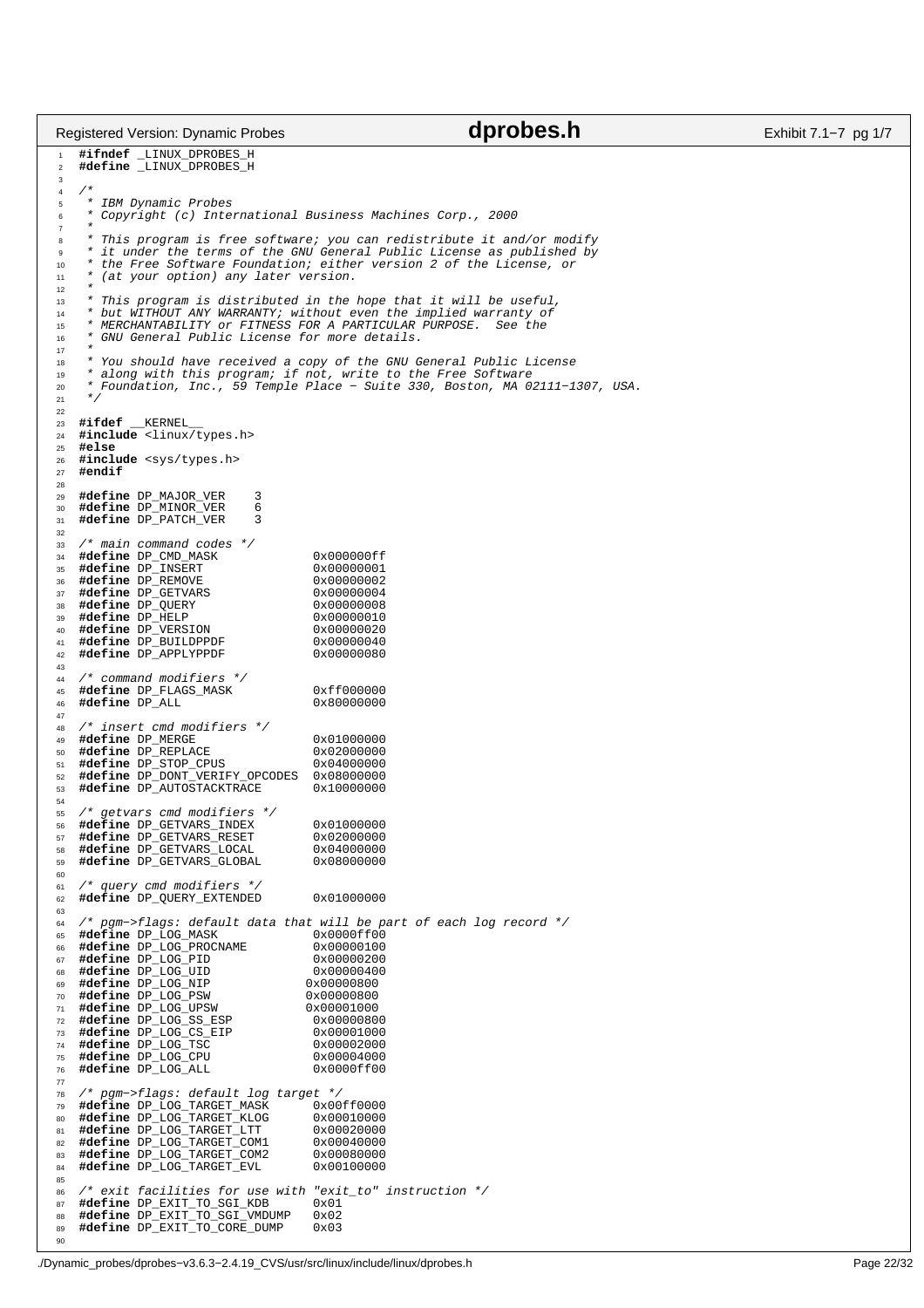```c
#ifndef _LINUX_DPROBES_H
#define _LINUX_DPROBES_H

/*
 * IBM Dynamic Probes
 * Copyright (c) International Business Machines Corp., 2000
 *
 * This program is free software; you can redistribute it and/or modify
 * it under the terms of the GNU General Public License as published by
 * the Free Software Foundation; either version 2 of the License, or
 * (at your option) any later version.
 *
 * This program is distributed in the hope that it will be useful,
 * but WITHOUT ANY WARRANTY; without even the implied warranty of
 * MERCHANTABILITY or FITNESS FOR A PARTICULAR PURPOSE.  See the
 * GNU General Public License for more details.
 *
 * You should have received a copy of the GNU General Public License
 * along with this program; if not, write to the Free Software
 * Foundation, Inc., 59 Temple Place - Suite 330, Boston, MA 02111-1307, USA.
 */

#ifdef __KERNEL__
#include <linux/types.h>
#else
#include <sys/types.h>
#endif

#define DP_MAJOR_VER    3
#define DP_MINOR_VER    6
#define DP_PATCH_VER    3

/* main command codes */
#define DP_CMD_MASK             0x000000ff
#define DP_INSERT               0x00000001
#define DP_REMOVE               0x00000002
#define DP_GETVARS              0x00000004
#define DP_QUERY                0x00000008
#define DP_HELP                 0x00000010
#define DP_VERSION              0x00000020
#define DP_BUILDPPDF            0x00000040
#define DP_APPLYPPDF            0x00000080

/* command modifiers */
#define DP_FLAGS_MASK           0xff000000
#define DP_ALL                  0x80000000

/* insert cmd modifiers */
#define DP_MERGE                0x01000000
#define DP_REPLACE              0x02000000
#define DP_STOP_CPUS            0x04000000
#define DP_DONT_VERIFY_OPCODES  0x08000000
#define DP_AUTOSTACKTRACE       0x10000000

/* getvars cmd modifiers */
#define DP_GETVARS_INDEX        0x01000000
#define DP_GETVARS_RESET        0x02000000
#define DP_GETVARS_LOCAL        0x04000000
#define DP_GETVARS_GLOBAL       0x08000000

/* query cmd modifiers */
#define DP_QUERY_EXTENDED       0x01000000

/* pgm->flags: default data that will be part of each log record */
#define DP_LOG_MASK             0x0000ff00
#define DP_LOG_PROCNAME         0x00000100
#define DP_LOG_PID              0x00000200
#define DP_LOG_UID              0x00000400
#define DP_LOG_NIP             0x00000800
#define DP_LOG_PSW             0x00000800
#define DP_LOG_UPSW            0x00001000
#define DP_LOG_SS_ESP           0x00000800
#define DP_LOG_CS_EIP           0x00001000
#define DP_LOG_TSC              0x00002000
#define DP_LOG_CPU              0x00004000
#define DP_LOG_ALL              0x0000ff00

/* pgm->flags: default log target */
#define DP_LOG_TARGET_MASK      0x00ff0000
#define DP_LOG_TARGET_KLOG      0x00010000
#define DP_LOG_TARGET_LTT       0x00020000
#define DP_LOG_TARGET_COM1      0x00040000
#define DP_LOG_TARGET_COM2      0x00080000
#define DP_LOG_TARGET_EVL       0x00100000

/* exit facilities for use with "exit_to" instruction */
#define DP_EXIT_TO_SGI_KDB      0x01
#define DP_EXIT_TO_SGI_VMDUMP   0x02
#define DP_EXIT_TO_CORE_DUMP    0x03

```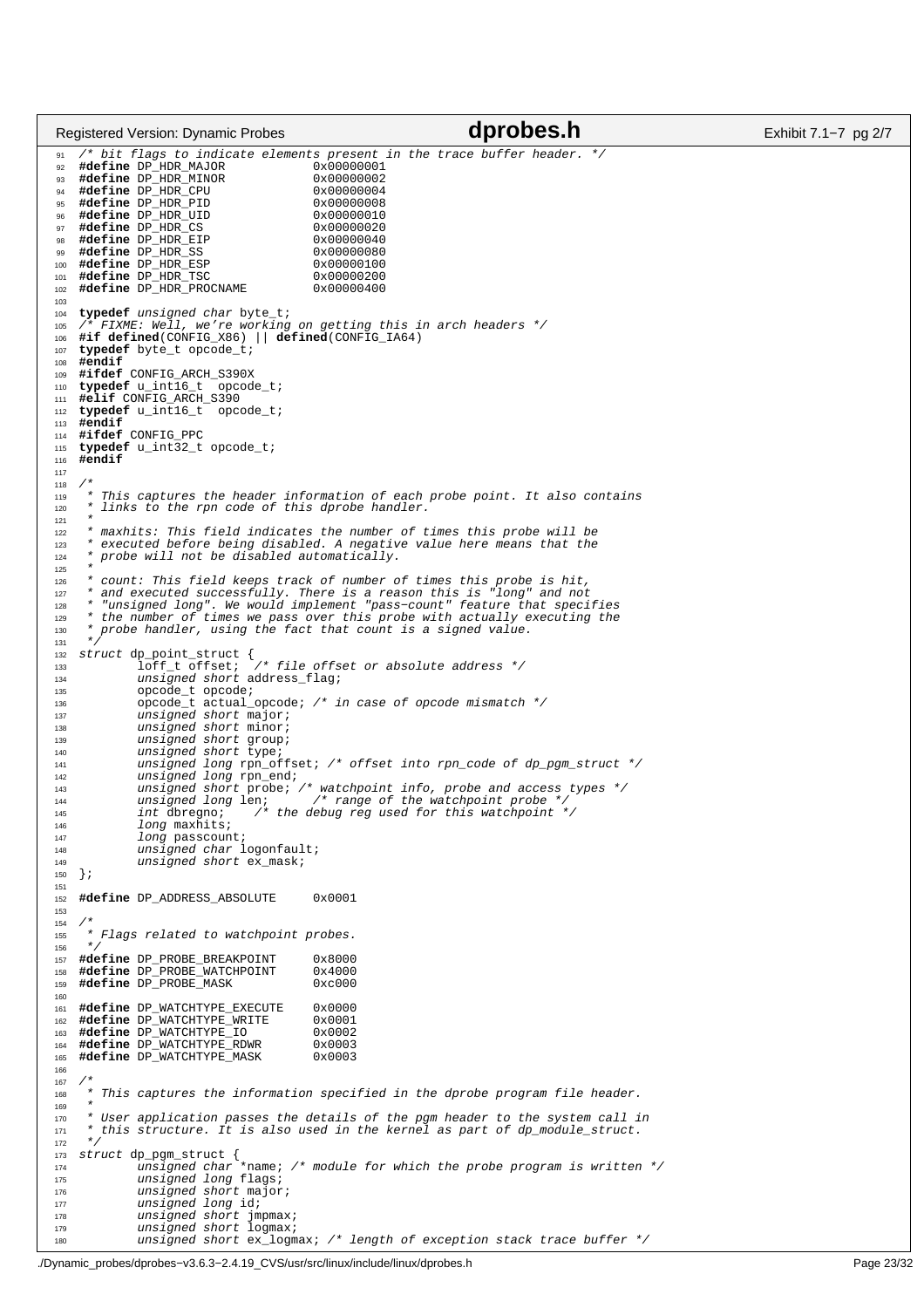```c
/* bit flags to indicate elements present in the trace buffer header. */
#define DP_HDR_MAJOR            0x00000001
#define DP_HDR_MINOR            0x00000002
#define DP_HDR_CPU              0x00000004
#define DP_HDR_PID              0x00000008
#define DP_HDR_UID              0x00000010
#define DP_HDR_CS               0x00000020
#define DP_HDR_EIP              0x00000040
#define DP_HDR_SS               0x00000080
#define DP_HDR_ESP              0x00000100
#define DP_HDR_TSC              0x00000200
#define DP_HDR_PROCNAME         0x00000400

typedef unsigned char byte_t;
/* FIXME: Well, we're working on getting this in arch headers */
#if defined(CONFIG_X86) || defined(CONFIG_IA64)
typedef byte_t opcode_t;
#endif
#ifdef CONFIG_ARCH_S390X
typedef u_int16_t  opcode_t;
#elif CONFIG_ARCH_S390
typedef u_int16_t  opcode_t;
#endif
#ifdef CONFIG_PPC
typedef u_int32_t opcode_t;
#endif

/*
 * This captures the header information of each probe point. It also contains
 * links to the rpn code of this dprobe handler.
 *
 * maxhits: This field indicates the number of times this probe will be
 * executed before being disabled. A negative value here means that the
 * probe will not be disabled automatically.
 *
 * count: This field keeps track of number of times this probe is hit,
 * and executed successfully. There is a reason this is "long" and not
 * "unsigned long". We would implement "pass-count" feature that specifies
 * the number of times we pass over this probe with actually executing the
 * probe handler, using the fact that count is a signed value.
 */
struct dp_point_struct {
        loff_t offset;  /* file offset or absolute address */
        unsigned short address_flag;
        opcode_t opcode;
        opcode_t actual_opcode; /* in case of opcode mismatch */
        unsigned short major;
        unsigned short minor;
        unsigned short group;
        unsigned short type;
        unsigned long rpn_offset; /* offset into rpn_code of dp_pgm_struct */
        unsigned long rpn_end;
        unsigned short probe; /* watchpoint info, probe and access types */
        unsigned long len;      /* range of the watchpoint probe */
        int dbregno;    /* the debug reg used for this watchpoint */
        long maxhits;
        long passcount;
        unsigned char logonfault;
        unsigned short ex_mask;
};

#define DP_ADDRESS_ABSOLUTE     0x0001

/*
 * Flags related to watchpoint probes.
 */
#define DP_PROBE_BREAKPOINT     0x8000
#define DP_PROBE_WATCHPOINT     0x4000
#define DP_PROBE_MASK           0xc000

#define DP_WATCHTYPE_EXECUTE    0x0000
#define DP_WATCHTYPE_WRITE      0x0001
#define DP_WATCHTYPE_IO         0x0002
#define DP_WATCHTYPE_RDWR       0x0003
#define DP_WATCHTYPE_MASK       0x0003

/*
 * This captures the information specified in the dprobe program file header.
 *
 * User application passes the details of the pgm header to the system call in
 * this structure. It is also used in the kernel as part of dp_module_struct.
 */
struct dp_pgm_struct {
        unsigned char *name; /* module for which the probe program is written */
        unsigned long flags;
        unsigned short major;
        unsigned long id;
        unsigned short jmpmax;
        unsigned short logmax;
        unsigned short ex_logmax; /* length of exception stack trace buffer */
```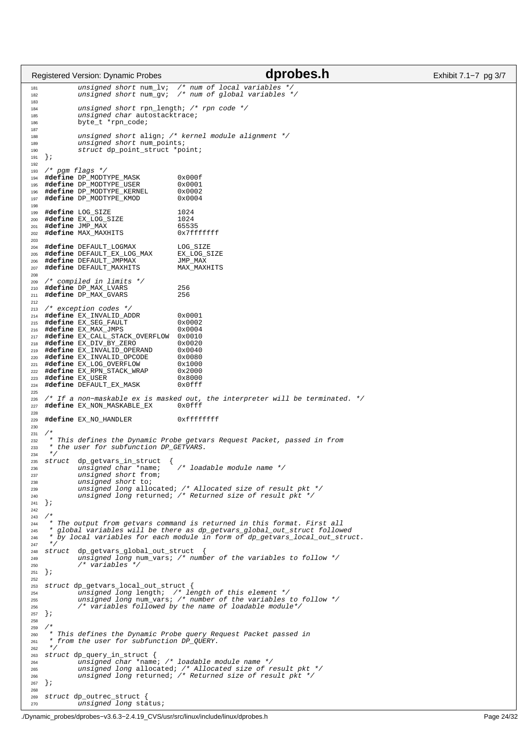```c
        unsigned short num_lv;  /* num of local variables */
        unsigned short num_gv;  /* num of global variables */

        unsigned short rpn_length; /* rpn code */
        unsigned char autostacktrace;
        byte_t *rpn_code;

        unsigned short align; /* kernel module alignment */
        unsigned short num_points;
        struct dp_point_struct *point;
};

/* pgm flags */
#define DP_MODTYPE_MASK         0x000f
#define DP_MODTYPE_USER         0x0001
#define DP_MODTYPE_KERNEL       0x0002
#define DP_MODTYPE_KMOD         0x0004

#define LOG_SIZE                1024
#define EX_LOG_SIZE             1024
#define JMP_MAX                 65535
#define MAX_MAXHITS             0x7fffffff

#define DEFAULT_LOGMAX          LOG_SIZE
#define DEFAULT_EX_LOG_MAX      EX_LOG_SIZE
#define DEFAULT_JMPMAX          JMP_MAX
#define DEFAULT_MAXHITS         MAX_MAXHITS

/* compiled in limits */
#define DP_MAX_LVARS            256
#define DP_MAX_GVARS            256

/* exception codes */
#define EX_INVALID_ADDR         0x0001
#define EX_SEG_FAULT            0x0002
#define EX_MAX_JMPS             0x0004
#define EX_CALL_STACK_OVERFLOW  0x0010
#define EX_DIV_BY_ZERO          0x0020
#define EX_INVALID_OPERAND      0x0040
#define EX_INVALID_OPCODE       0x0080
#define EX_LOG_OVERFLOW         0x1000
#define EX_RPN_STACK_WRAP       0x2000
#define EX_USER                 0x8000
#define DEFAULT_EX_MASK         0x0fff

/* If a non-maskable ex is masked out, the interpreter will be terminated. */
#define EX_NON_MASKABLE_EX      0x0fff

#define EX_NO_HANDLER           0xffffffff

/*
 * This defines the Dynamic Probe getvars Request Packet, passed in from
 * the user for subfunction DP_GETVARS.
 */
struct  dp_getvars_in_struct  {
        unsigned char *name;    /* loadable module name */
        unsigned short from;
        unsigned short to;
        unsigned long allocated; /* Allocated size of result pkt */
        unsigned long returned; /* Returned size of result pkt */
};

/*
 * The output from getvars command is returned in this format. First all
 * global variables will be there as dp_getvars_global_out_struct followed
 * by local variables for each module in form of dp_getvars_local_out_struct.
 */
struct  dp_getvars_global_out_struct  {
        unsigned long num_vars; /* number of the variables to follow */
        /* variables */
};

struct dp_getvars_local_out_struct {
        unsigned long length;  /* length of this element */
        unsigned long num_vars; /* number of the variables to follow */
        /* variables followed by the name of loadable module*/
};

/*
 * This defines the Dynamic Probe query Request Packet passed in
 * from the user for subfunction DP_QUERY.
 */
struct dp_query_in_struct {
        unsigned char *name; /* loadable module name */
        unsigned long allocated; /* Allocated size of result pkt */
        unsigned long returned; /* Returned size of result pkt */
};

struct dp_outrec_struct {
        unsigned long status;
```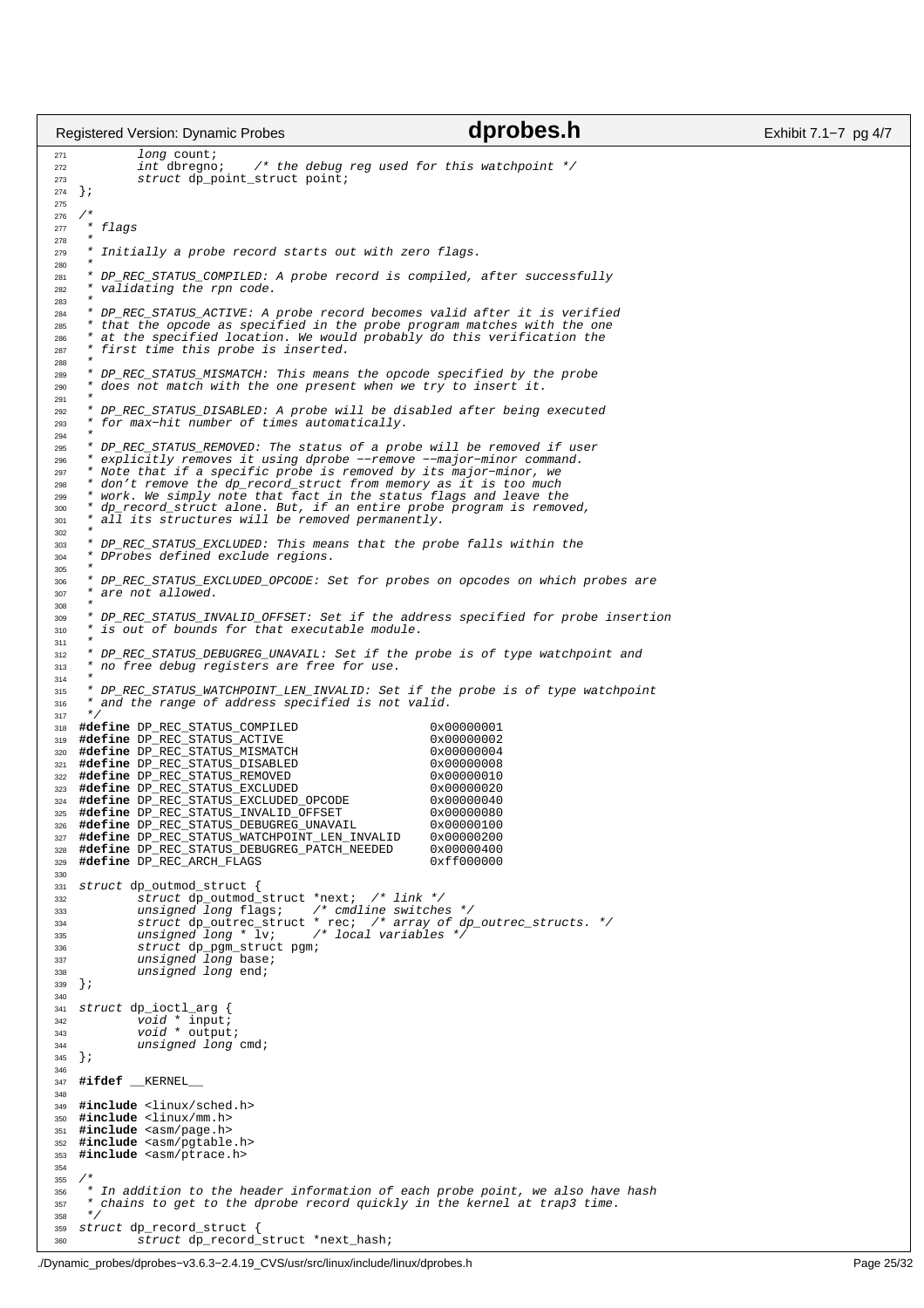```c
        long count;
        int dbregno;    /* the debug reg used for this watchpoint */
        struct dp_point_struct point;
};

/*
 * flags
 *
 * Initially a probe record starts out with zero flags.
 *
 * DP_REC_STATUS_COMPILED: A probe record is compiled, after successfully
 * validating the rpn code.
 *
 * DP_REC_STATUS_ACTIVE: A probe record becomes valid after it is verified
 * that the opcode as specified in the probe program matches with the one
 * at the specified location. We would probably do this verification the
 * first time this probe is inserted.
 *
 * DP_REC_STATUS_MISMATCH: This means the opcode specified by the probe
 * does not match with the one present when we try to insert it.
 *
 * DP_REC_STATUS_DISABLED: A probe will be disabled after being executed
 * for max-hit number of times automatically.
 *
 * DP_REC_STATUS_REMOVED: The status of a probe will be removed if user
 * explicitly removes it using dprobe --remove --major-minor command.
 * Note that if a specific probe is removed by its major-minor, we
 * don't remove the dp_record_struct from memory as it is too much
 * work. We simply note that fact in the status flags and leave the
 * dp_record_struct alone. But, if an entire probe program is removed,
 * all its structures will be removed permanently.
 *
 * DP_REC_STATUS_EXCLUDED: This means that the probe falls within the
 * DProbes defined exclude regions.
 *
 * DP_REC_STATUS_EXCLUDED_OPCODE: Set for probes on opcodes on which probes are
 * are not allowed.
 *
 * DP_REC_STATUS_INVALID_OFFSET: Set if the address specified for probe insertion
 * is out of bounds for that executable module.
 *
 * DP_REC_STATUS_DEBUGREG_UNAVAIL: Set if the probe is of type watchpoint and
 * no free debug registers are free for use.
 *
 * DP_REC_STATUS_WATCHPOINT_LEN_INVALID: Set if the probe is of type watchpoint
 * and the range of address specified is not valid.
 */
#define DP_REC_STATUS_COMPILED                  0x00000001
#define DP_REC_STATUS_ACTIVE                    0x00000002
#define DP_REC_STATUS_MISMATCH                  0x00000004
#define DP_REC_STATUS_DISABLED                  0x00000008
#define DP_REC_STATUS_REMOVED                   0x00000010
#define DP_REC_STATUS_EXCLUDED                  0x00000020
#define DP_REC_STATUS_EXCLUDED_OPCODE           0x00000040
#define DP_REC_STATUS_INVALID_OFFSET            0x00000080
#define DP_REC_STATUS_DEBUGREG_UNAVAIL          0x00000100
#define DP_REC_STATUS_WATCHPOINT_LEN_INVALID    0x00000200
#define DP_REC_STATUS_DEBUGREG_PATCH_NEEDED     0x00000400
#define DP_REC_ARCH_FLAGS                       0xff000000

struct dp_outmod_struct {
        struct dp_outmod_struct *next;  /* link */
        unsigned long flags;    /* cmdline switches */
        struct dp_outrec_struct * rec;  /* array of dp_outrec_structs. */
        unsigned long * lv;     /* local variables */
        struct dp_pgm_struct pgm;
        unsigned long base;
        unsigned long end;
};

struct dp_ioctl_arg {
        void * input;
        void * output;
        unsigned long cmd;
};

#ifdef __KERNEL__

#include <linux/sched.h>
#include <linux/mm.h>
#include <asm/page.h>
#include <asm/pgtable.h>
#include <asm/ptrace.h>

/*
 * In addition to the header information of each probe point, we also have hash
 * chains to get to the dprobe record quickly in the kernel at trap3 time.
 */
struct dp_record_struct {
        struct dp_record_struct *next_hash;
```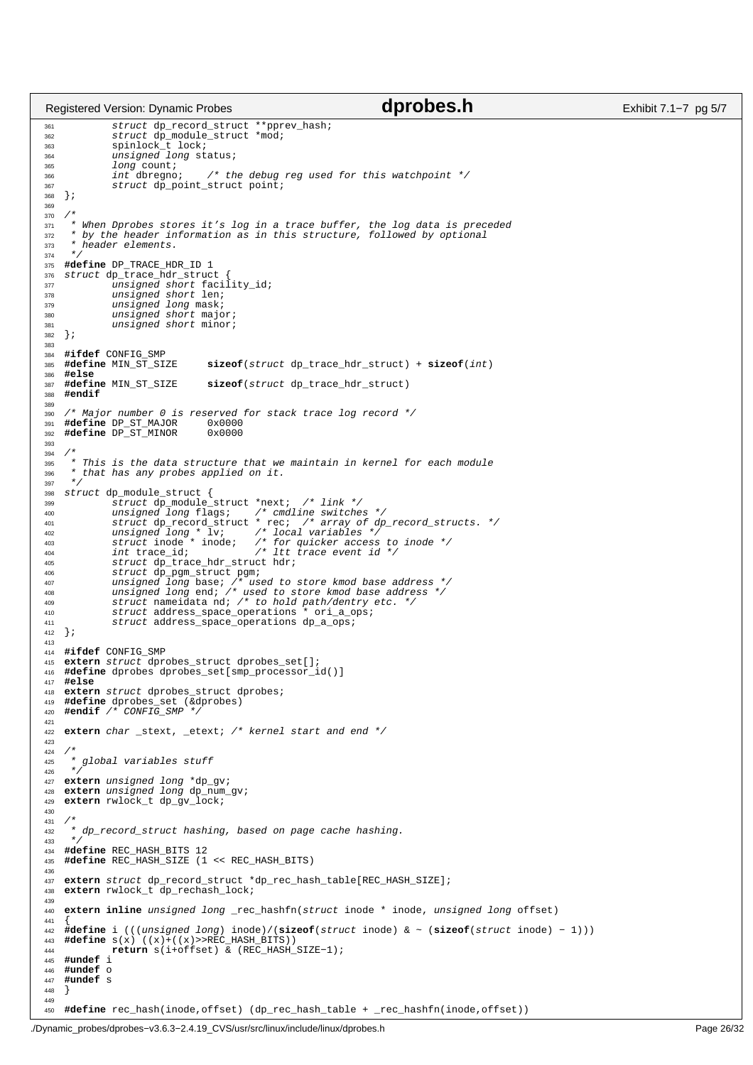```c
        struct dp_record_struct **pprev_hash;
        struct dp_module_struct *mod;
        spinlock_t lock;
        unsigned long status;
        long count;
        int dbregno;    /* the debug reg used for this watchpoint */
        struct dp_point_struct point;
};

/*
 * When Dprobes stores it's log in a trace buffer, the log data is preceded
 * by the header information as in this structure, followed by optional
 * header elements.
 */
#define DP_TRACE_HDR_ID 1
struct dp_trace_hdr_struct {
        unsigned short facility_id;
        unsigned short len;
        unsigned long mask;
        unsigned short major;
        unsigned short minor;
};

#ifdef CONFIG_SMP
#define MIN_ST_SIZE     sizeof(struct dp_trace_hdr_struct) + sizeof(int)
#else
#define MIN_ST_SIZE     sizeof(struct dp_trace_hdr_struct)
#endif

/* Major number 0 is reserved for stack trace log record */
#define DP_ST_MAJOR     0x0000
#define DP_ST_MINOR     0x0000

/*
 * This is the data structure that we maintain in kernel for each module
 * that has any probes applied on it.
 */
struct dp_module_struct {
        struct dp_module_struct *next;  /* link */
        unsigned long flags;    /* cmdline switches */
        struct dp_record_struct * rec;  /* array of dp_record_structs. */
        unsigned long * lv;     /* local variables */
        struct inode * inode;   /* for quicker access to inode */
        int trace_id;           /* ltt trace event id */
        struct dp_trace_hdr_struct hdr;
        struct dp_pgm_struct pgm;
        unsigned long base; /* used to store kmod base address */
        unsigned long end; /* used to store kmod base address */
        struct nameidata nd; /* to hold path/dentry etc. */
        struct address_space_operations * ori_a_ops;
        struct address_space_operations dp_a_ops;
};

#ifdef CONFIG_SMP
extern struct dprobes_struct dprobes_set[];
#define dprobes dprobes_set[smp_processor_id()]
#else
extern struct dprobes_struct dprobes;
#define dprobes_set (&dprobes)
#endif /* CONFIG_SMP */

extern char _stext, _etext; /* kernel start and end */

/*
 * global variables stuff
 */
extern unsigned long *dp_gv;
extern unsigned long dp_num_gv;
extern rwlock_t dp_gv_lock;

/*
 * dp_record_struct hashing, based on page cache hashing.
 */
#define REC_HASH_BITS 12
#define REC_HASH_SIZE (1 << REC_HASH_BITS)

extern struct dp_record_struct *dp_rec_hash_table[REC_HASH_SIZE];
extern rwlock_t dp_rechash_lock;

extern inline unsigned long _rec_hashfn(struct inode * inode, unsigned long offset)
{
#define i (((unsigned long) inode)/(sizeof(struct inode) & ~ (sizeof(struct inode) - 1)))
#define s(x) ((x)+((x)>>REC_HASH_BITS))
        return s(i+offset) & (REC_HASH_SIZE-1);
#undef i
#undef o
#undef s
}

#define rec_hash(inode,offset) (dp_rec_hash_table + _rec_hashfn(inode,offset))
```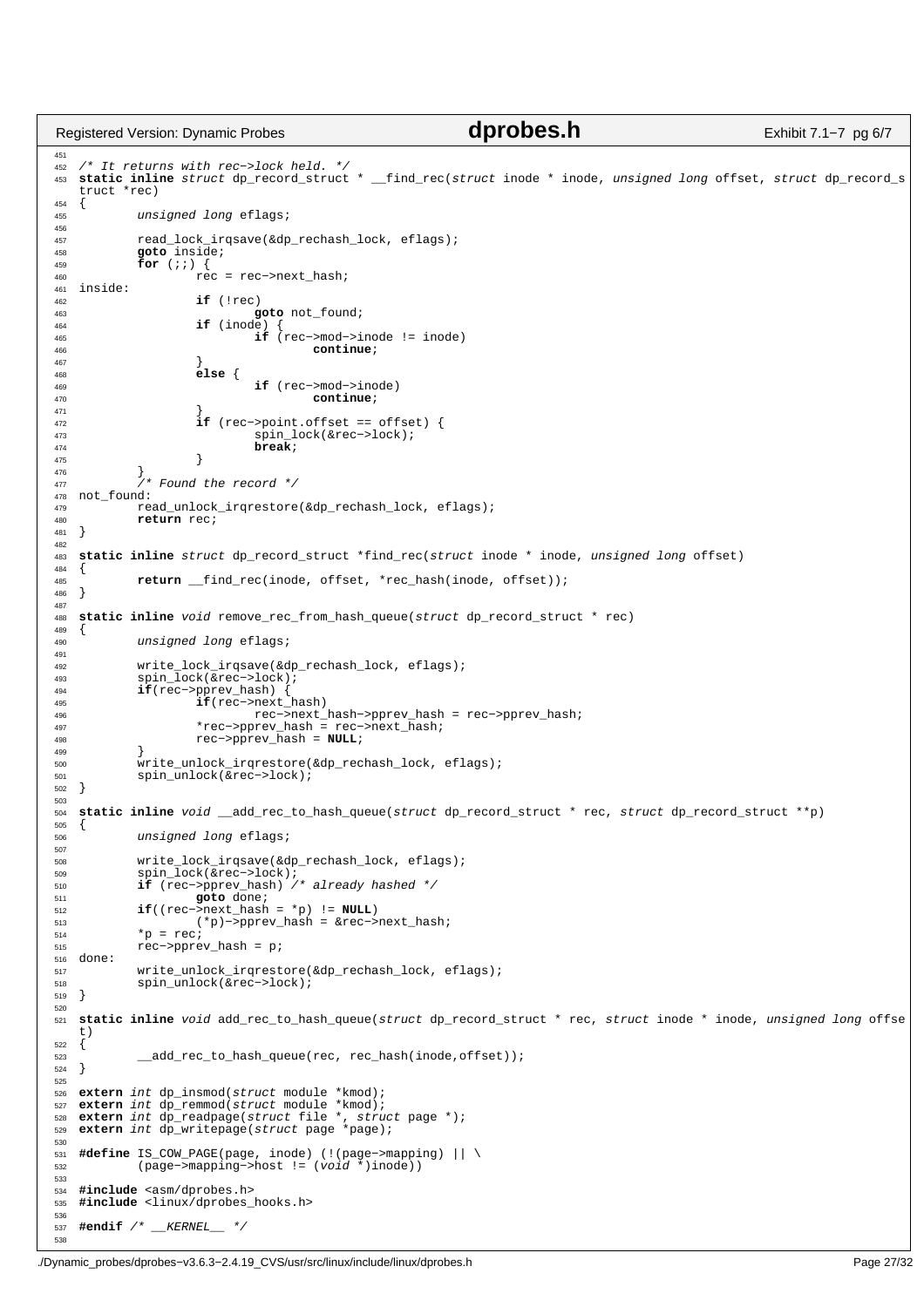```c
/* It returns with rec->lock held. */
static inline struct dp_record_struct * __find_rec(struct inode * inode, unsigned long offset, struct dp_record_struct *rec)
{
	unsigned long eflags;

	read_lock_irqsave(&dp_rechash_lock, eflags);
	goto inside;
	for (;;) {
		rec = rec->next_hash;
inside:
		if (!rec)
			goto not_found;
		if (inode) {
			if (rec->mod->inode != inode)
				continue;
		}
		else {
			if (rec->mod->inode)
				continue;
		}
		if (rec->point.offset == offset) {
			spin_lock(&rec->lock);
			break;
		}
	}
	/* Found the record */
not_found:
	read_unlock_irqrestore(&dp_rechash_lock, eflags);
	return rec;
}

static inline struct dp_record_struct *find_rec(struct inode * inode, unsigned long offset)
{
	return __find_rec(inode, offset, *rec_hash(inode, offset));
}

static inline void remove_rec_from_hash_queue(struct dp_record_struct * rec)
{
	unsigned long eflags;

	write_lock_irqsave(&dp_rechash_lock, eflags);
	spin_lock(&rec->lock);
	if(rec->pprev_hash) {
		if(rec->next_hash)
			rec->next_hash->pprev_hash = rec->pprev_hash;
		*rec->pprev_hash = rec->next_hash;
		rec->pprev_hash = NULL;
	}
	write_unlock_irqrestore(&dp_rechash_lock, eflags);
	spin_unlock(&rec->lock);
}

static inline void __add_rec_to_hash_queue(struct dp_record_struct * rec, struct dp_record_struct **p)
{
	unsigned long eflags;

	write_lock_irqsave(&dp_rechash_lock, eflags);
	spin_lock(&rec->lock);
	if (rec->pprev_hash) /* already hashed */
		goto done;
	if((rec->next_hash = *p) != NULL)
		(*p)->pprev_hash = &rec->next_hash;
	*p = rec;
	rec->pprev_hash = p;
done:
	write_unlock_irqrestore(&dp_rechash_lock, eflags);
	spin_unlock(&rec->lock);
}

static inline void add_rec_to_hash_queue(struct dp_record_struct * rec, struct inode * inode, unsigned long offset)
{
	__add_rec_to_hash_queue(rec, rec_hash(inode,offset));
}

extern int dp_insmod(struct module *kmod);
extern int dp_remmod(struct module *kmod);
extern int dp_readpage(struct file *, struct page *);
extern int dp_writepage(struct page *page);

#define IS_COW_PAGE(page, inode) (!(page->mapping) || \
	(page->mapping->host != (void *)inode))

#include <asm/dprobes.h>
#include <linux/dprobes_hooks.h>

#endif /* __KERNEL__ */
```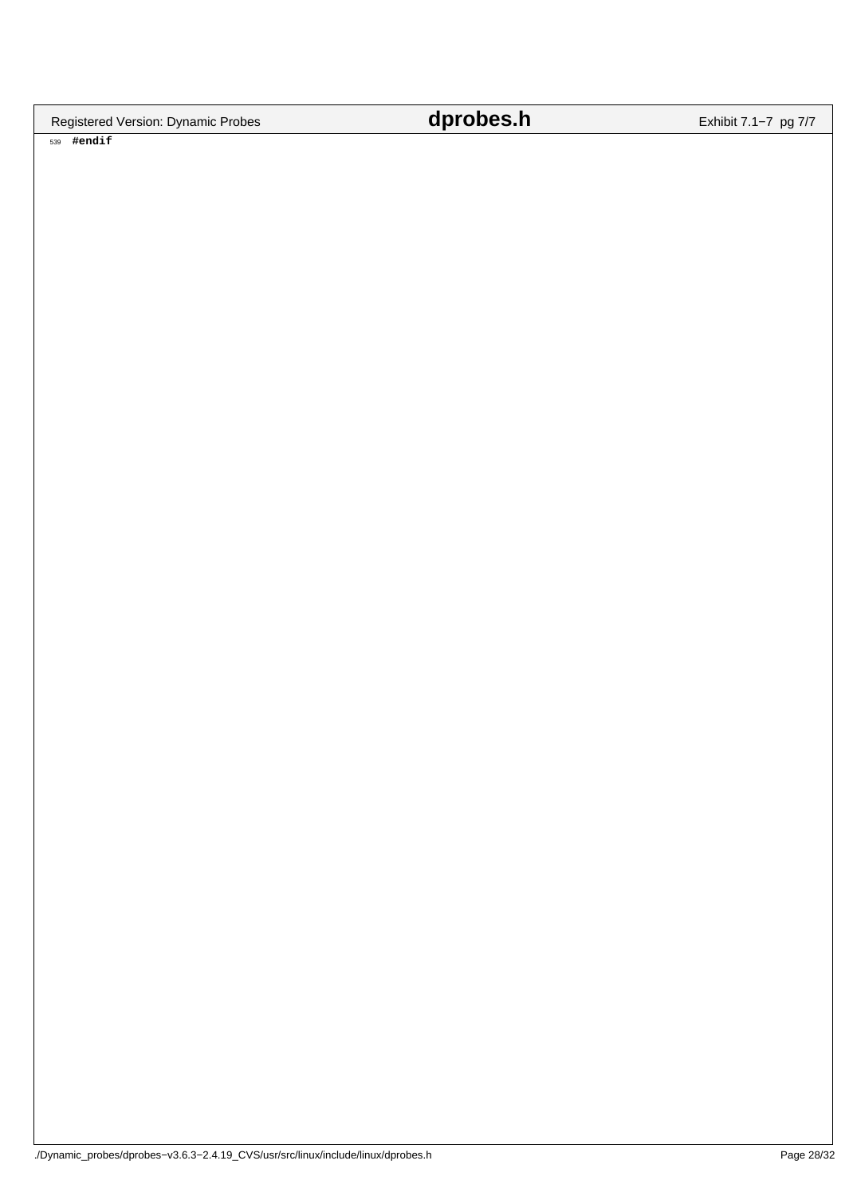```
539 #endif
```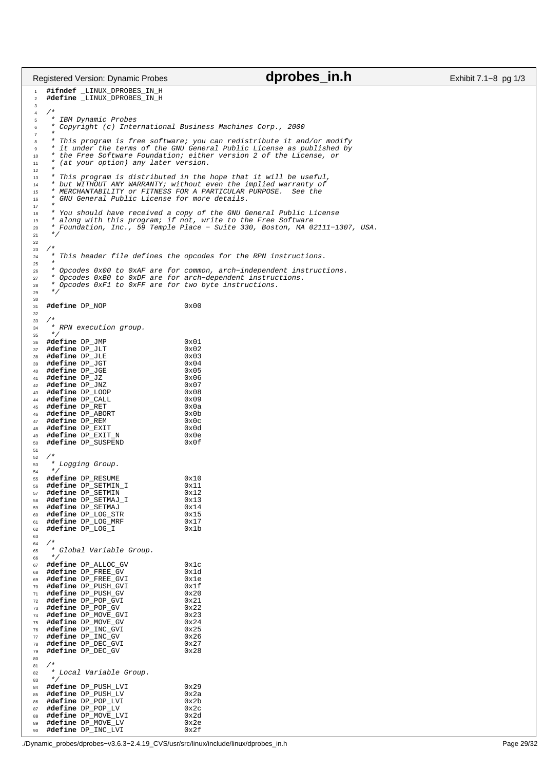```c
#ifndef _LINUX_DPROBES_IN_H
#define _LINUX_DPROBES_IN_H

/*
 * IBM Dynamic Probes
 * Copyright (c) International Business Machines Corp., 2000
 *
 * This program is free software; you can redistribute it and/or modify
 * it under the terms of the GNU General Public License as published by
 * the Free Software Foundation; either version 2 of the License, or
 * (at your option) any later version.
 *
 * This program is distributed in the hope that it will be useful,
 * but WITHOUT ANY WARRANTY; without even the implied warranty of
 * MERCHANTABILITY or FITNESS FOR A PARTICULAR PURPOSE.  See the
 * GNU General Public License for more details.
 *
 * You should have received a copy of the GNU General Public License
 * along with this program; if not, write to the Free Software
 * Foundation, Inc., 59 Temple Place - Suite 330, Boston, MA 02111-1307, USA.
 */

/*
 * This header file defines the opcodes for the RPN instructions.
 *
 * Opcodes 0x00 to 0xAF are for common, arch-independent instructions.
 * Opcodes 0xB0 to 0xDF are for arch-dependent instructions.
 * Opcodes 0xF1 to 0xFF are for two byte instructions.
 */

#define DP_NOP                  0x00

/*
 * RPN execution group.
 */
#define DP_JMP                  0x01
#define DP_JLT                  0x02
#define DP_JLE                  0x03
#define DP_JGT                  0x04
#define DP_JGE                  0x05
#define DP_JZ                   0x06
#define DP_JNZ                  0x07
#define DP_LOOP                 0x08
#define DP_CALL                 0x09
#define DP_RET                  0x0a
#define DP_ABORT                0x0b
#define DP_REM                  0x0c
#define DP_EXIT                 0x0d
#define DP_EXIT_N               0x0e
#define DP_SUSPEND              0x0f

/*
 * Logging Group.
 */
#define DP_RESUME               0x10
#define DP_SETMIN_I             0x11
#define DP_SETMIN               0x12
#define DP_SETMAJ_I             0x13
#define DP_SETMAJ               0x14
#define DP_LOG_STR              0x15
#define DP_LOG_MRF              0x17
#define DP_LOG_I                0x1b

/*
 * Global Variable Group.
 */
#define DP_ALLOC_GV             0x1c
#define DP_FREE_GV              0x1d
#define DP_FREE_GVI             0x1e
#define DP_PUSH_GVI             0x1f
#define DP_PUSH_GV              0x20
#define DP_POP_GVI              0x21
#define DP_POP_GV               0x22
#define DP_MOVE_GVI             0x23
#define DP_MOVE_GV              0x24
#define DP_INC_GVI              0x25
#define DP_INC_GV               0x26
#define DP_DEC_GVI              0x27
#define DP_DEC_GV               0x28

/*
 * Local Variable Group.
 */
#define DP_PUSH_LVI             0x29
#define DP_PUSH_LV              0x2a
#define DP_POP_LVI              0x2b
#define DP_POP_LV               0x2c
#define DP_MOVE_LVI             0x2d
#define DP_MOVE_LV              0x2e
#define DP_INC_LVI              0x2f
```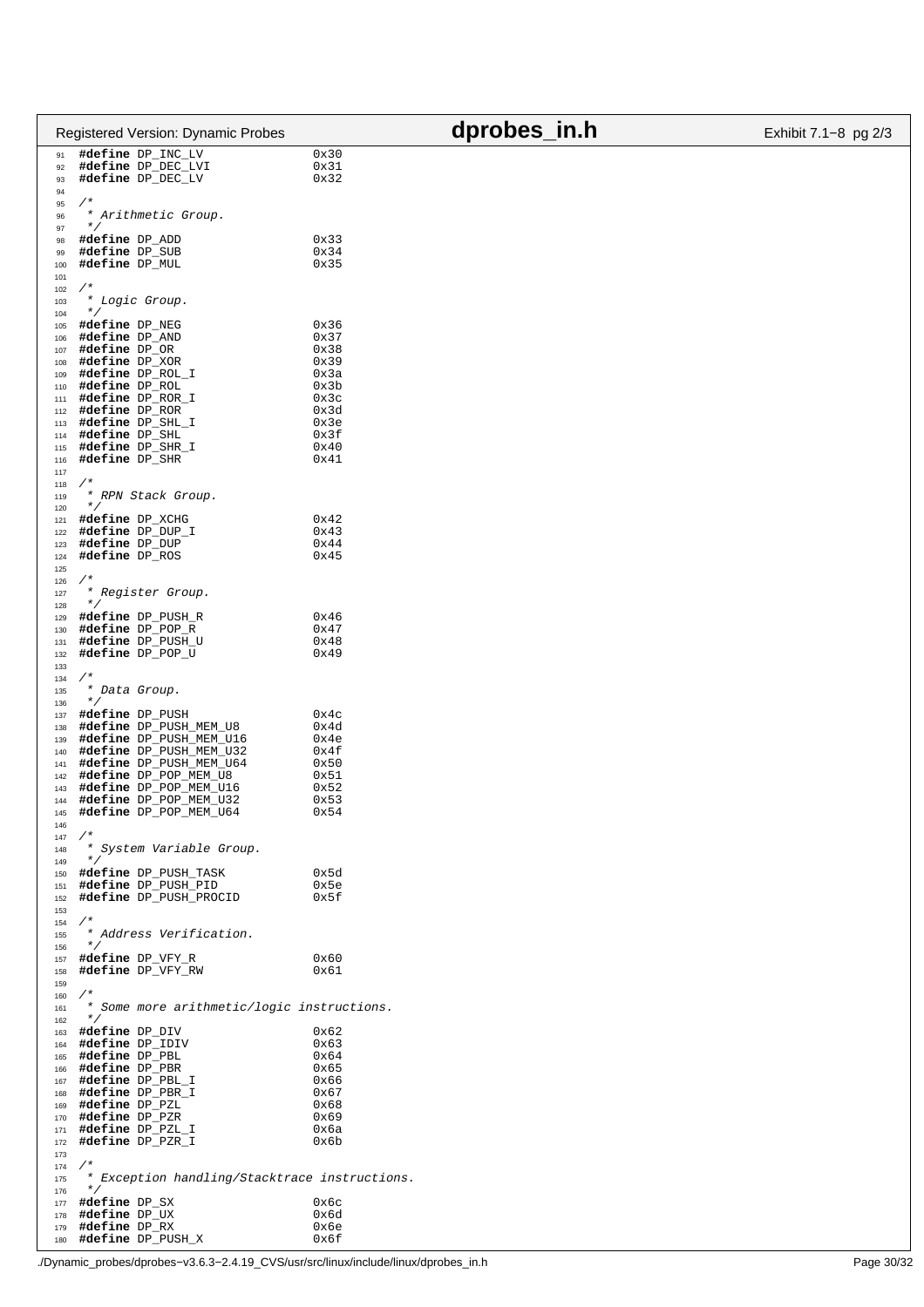```c
#define DP_INC_LV               0x30
#define DP_DEC_LVI              0x31
#define DP_DEC_LV               0x32

/*
 * Arithmetic Group.
 */
#define DP_ADD                  0x33
#define DP_SUB                  0x34
#define DP_MUL                  0x35

/*
 * Logic Group.
 */
#define DP_NEG                  0x36
#define DP_AND                  0x37
#define DP_OR                   0x38
#define DP_XOR                  0x39
#define DP_ROL_I                0x3a
#define DP_ROL                  0x3b
#define DP_ROR_I                0x3c
#define DP_ROR                  0x3d
#define DP_SHL_I                0x3e
#define DP_SHL                  0x3f
#define DP_SHR_I                0x40
#define DP_SHR                  0x41

/*
 * RPN Stack Group.
 */
#define DP_XCHG                 0x42
#define DP_DUP_I                0x43
#define DP_DUP                  0x44
#define DP_ROS                  0x45

/*
 * Register Group.
 */
#define DP_PUSH_R               0x46
#define DP_POP_R                0x47
#define DP_PUSH_U               0x48
#define DP_POP_U                0x49

/*
 * Data Group.
 */
#define DP_PUSH                 0x4c
#define DP_PUSH_MEM_U8          0x4d
#define DP_PUSH_MEM_U16         0x4e
#define DP_PUSH_MEM_U32         0x4f
#define DP_PUSH_MEM_U64         0x50
#define DP_POP_MEM_U8           0x51
#define DP_POP_MEM_U16          0x52
#define DP_POP_MEM_U32          0x53
#define DP_POP_MEM_U64          0x54

/*
 * System Variable Group.
 */
#define DP_PUSH_TASK            0x5d
#define DP_PUSH_PID             0x5e
#define DP_PUSH_PROCID          0x5f

/*
 * Address Verification.
 */
#define DP_VFY_R                0x60
#define DP_VFY_RW               0x61

/*
 * Some more arithmetic/logic instructions.
 */
#define DP_DIV                  0x62
#define DP_IDIV                 0x63
#define DP_PBL                  0x64
#define DP_PBR                  0x65
#define DP_PBL_I                0x66
#define DP_PBR_I                0x67
#define DP_PZL                  0x68
#define DP_PZR                  0x69
#define DP_PZL_I                0x6a
#define DP_PZR_I                0x6b

/*
 * Exception handling/Stacktrace instructions.
 */
#define DP_SX                   0x6c
#define DP_UX                   0x6d
#define DP_RX                   0x6e
#define DP_PUSH_X               0x6f
```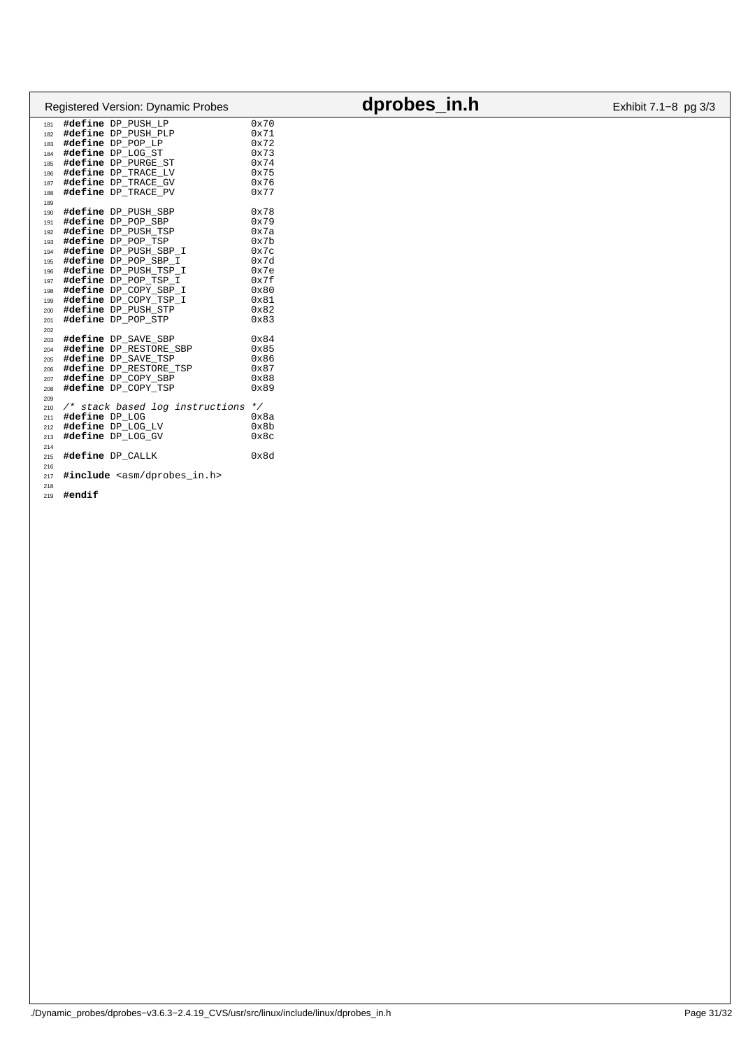```c
#define DP_PUSH_LP              0x70
#define DP_PUSH_PLP             0x71
#define DP_POP_LP               0x72
#define DP_LOG_ST               0x73
#define DP_PURGE_ST             0x74
#define DP_TRACE_LV             0x75
#define DP_TRACE_GV             0x76
#define DP_TRACE_PV             0x77

#define DP_PUSH_SBP             0x78
#define DP_POP_SBP              0x79
#define DP_PUSH_TSP             0x7a
#define DP_POP_TSP              0x7b
#define DP_PUSH_SBP_I           0x7c
#define DP_POP_SBP_I            0x7d
#define DP_PUSH_TSP_I           0x7e
#define DP_POP_TSP_I            0x7f
#define DP_COPY_SBP_I           0x80
#define DP_COPY_TSP_I           0x81
#define DP_PUSH_STP             0x82
#define DP_POP_STP              0x83

#define DP_SAVE_SBP             0x84
#define DP_RESTORE_SBP          0x85
#define DP_SAVE_TSP             0x86
#define DP_RESTORE_TSP          0x87
#define DP_COPY_SBP             0x88
#define DP_COPY_TSP             0x89

/* stack based log instructions */
#define DP_LOG                  0x8a
#define DP_LOG_LV               0x8b
#define DP_LOG_GV               0x8c

#define DP_CALLK                0x8d

#include <asm/dprobes_in.h>

#endif
```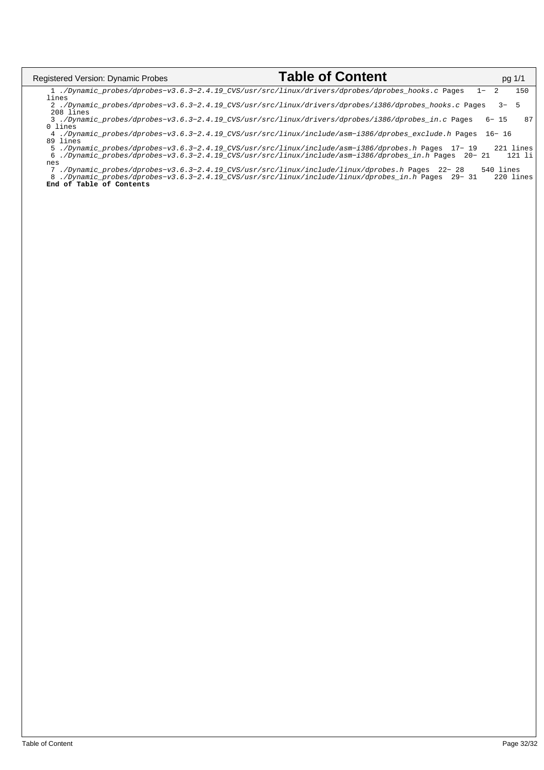# Table of Content

1 *./Dynamic_probes/dprobes-v3.6.3-2.4.19_CVS/usr/src/linux/drivers/dprobes/dprobes_hooks.c* Pages 1- 2 150 lines
2 *./Dynamic_probes/dprobes-v3.6.3-2.4.19_CVS/usr/src/linux/drivers/dprobes/i386/dprobes_hooks.c* Pages 3- 5 208 lines
3 *./Dynamic_probes/dprobes-v3.6.3-2.4.19_CVS/usr/src/linux/drivers/dprobes/i386/dprobes_in.c* Pages 6- 15 870 lines
4 *./Dynamic_probes/dprobes-v3.6.3-2.4.19_CVS/usr/src/linux/include/asm-i386/dprobes_exclude.h* Pages 16- 16 89 lines
5 *./Dynamic_probes/dprobes-v3.6.3-2.4.19_CVS/usr/src/linux/include/asm-i386/dprobes.h* Pages 17- 19 221 lines
6 *./Dynamic_probes/dprobes-v3.6.3-2.4.19_CVS/usr/src/linux/include/asm-i386/dprobes_in.h* Pages 20- 21 121 lines
7 *./Dynamic_probes/dprobes-v3.6.3-2.4.19_CVS/usr/src/linux/include/linux/dprobes.h* Pages 22- 28 540 lines
8 *./Dynamic_probes/dprobes-v3.6.3-2.4.19_CVS/usr/src/linux/include/linux/dprobes_in.h* Pages 29- 31 220 lines

**End of Table of Contents**